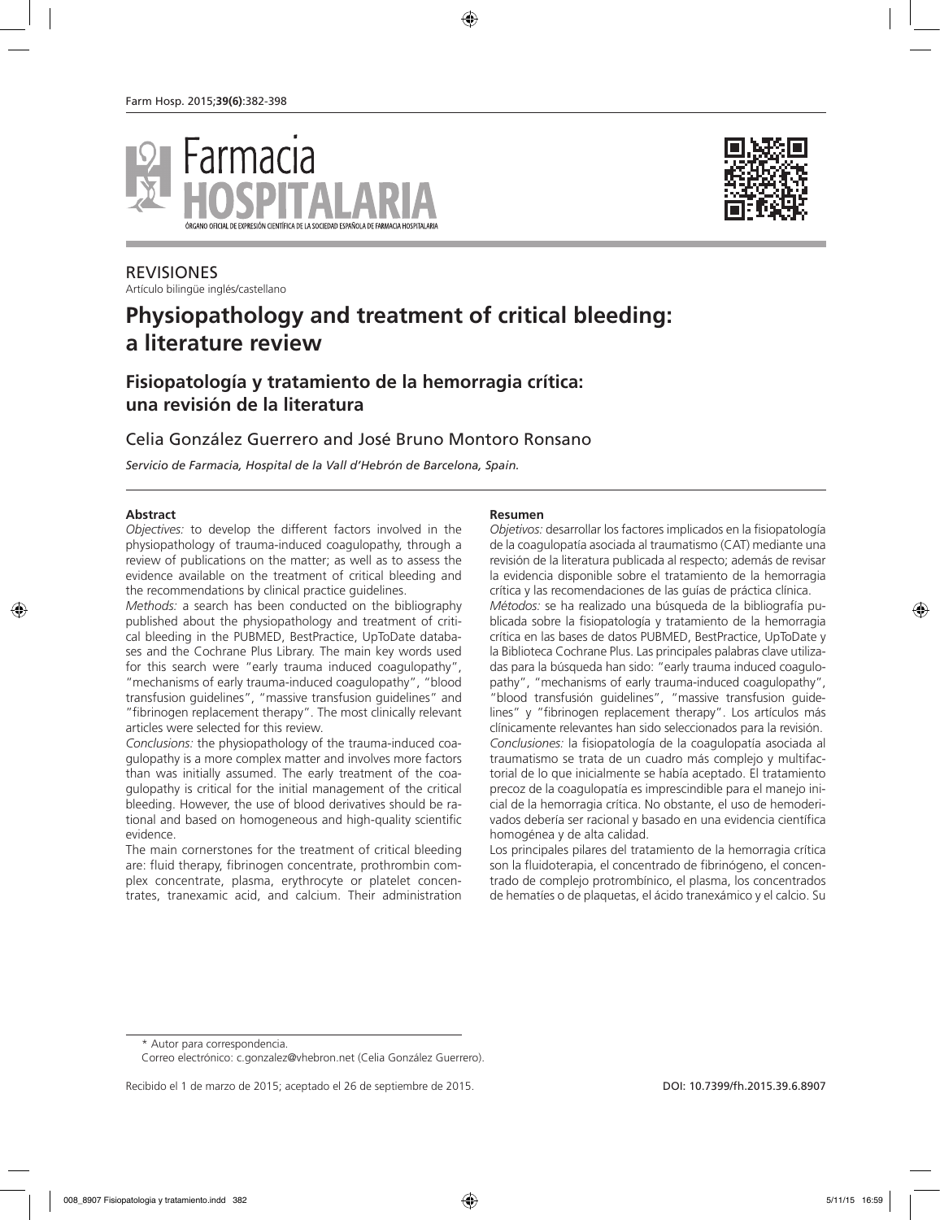REVISIONES

Artículo bilingüe inglés/castellano

# Physiopathology and treatment of critical bleeding: a literature review

## Fisiopatología y tratamiento de la hemorragia crítica: una revisión de la literatura

Celia González Guerrero and José Bruno Montoro Ronsano

*Servicio de Farmacia, Hospital de la Vall d'Hebrón de Barcelona, Spain.*

### Abstract

*Objectives:* to develop the different factors involved in the physiopathology of trauma-induced coagulopathy, through a review of publications on the matter; as well as to assess the evidence available on the treatment of critical bleeding and the recommendations by clinical practice guidelines.

*Methods:* a search has been conducted on the bibliography published about the physiopathology and treatment of critical bleeding in the PUBMED, BestPractice, UpToDate databases and the Cochrane Plus Library. The main key words used for this search were "early trauma induced coagulopathy", "mechanisms of early trauma-induced coagulopathy", "blood transfusion guidelines", "massive transfusion guidelines" and "fibrinogen replacement therapy". The most clinically relevant articles were selected for this review.

*Conclusions:* the physiopathology of the trauma-induced coagulopathy is a more complex matter and involves more factors than was initially assumed. The early treatment of the coagulopathy is critical for the initial management of the critical bleeding. However, the use of blood derivatives should be rational and based on homogeneous and high-quality scientific evidence.

The main cornerstones for the treatment of critical bleeding are: fluid therapy, fibrinogen concentrate, prothrombin complex concentrate, plasma, erythrocyte or platelet concentrates, tranexamic acid, and calcium. Their administration

### Resumen

*Objetivos:* desarrollar los factores implicados en la fisiopatología de la coagulopatía asociada al traumatismo (CAT) mediante una revisión de la literatura publicada al respecto; además de revisar la evidencia disponible sobre el tratamiento de la hemorragia crítica y las recomendaciones de las guías de práctica clínica.

*Métodos:* se ha realizado una búsqueda de la bibliografía publicada sobre la fisiopatología y tratamiento de la hemorragia crítica en las bases de datos PUBMED, BestPractice, UpToDate y la Biblioteca Cochrane Plus. Las principales palabras clave utilizadas para la búsqueda han sido: "early trauma induced coagulopathy", "mechanisms of early trauma-induced coagulopathy", "blood transfusión guidelines", "massive transfusion guidelines" y "fibrinogen replacement therapy". Los artículos más clínicamente relevantes han sido seleccionados para la revisión.

*Conclusiones:* la fisiopatología de la coagulopatía asociada al traumatismo se trata de un cuadro más complejo y multifactorial de lo que inicialmente se había aceptado. El tratamiento precoz de la coagulopatía es imprescindible para el manejo inicial de la hemorragia crítica. No obstante, el uso de hemoderivados debería ser racional y basado en una evidencia científica homogénea y de alta calidad.

Los principales pilares del tratamiento de la hemorragia crítica son la fluidoterapia, el concentrado de fibrinógeno, el concentrado de complejo protrombínico, el plasma, los concentrados de hematíes o de plaquetas, el ácido tranexámico y el calcio. Su

\* Autor para correspondencia.

Correo electrónico: c.gonzalez@vhebron.net (Celia González Guerrero).

Recibido el 1 de marzo de 2015; aceptado el 26 de septiembre de 2015.

DOI: 10.7399/fh.2015.39.6.8907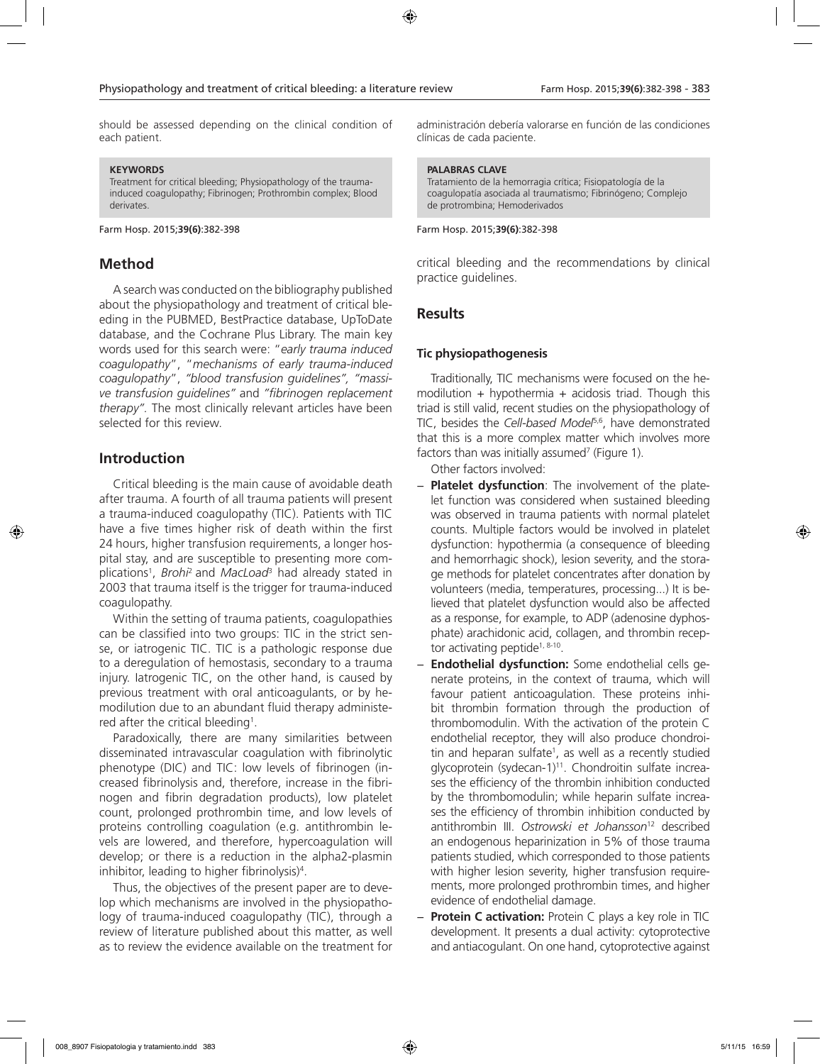should be assessed depending on the clinical condition of each patient.

administración debería valorarse en función de las condiciones clínicas de cada paciente.

**KEYWORDS**
Treatment for critical bleeding; Physiopathology of the trauma-induced coagulopathy; Fibrinogen; Prothrombin complex; Blood derivates.

Farm Hosp. 2015;**39(6)**:382-398

**PALABRAS CLAVE**
Tratamiento de la hemorragia crítica; Fisiopatología de la coagulopatía asociada al traumatismo; Fibrinógeno; Complejo de protrombina; Hemoderivados

Farm Hosp. 2015;**39(6)**:382-398

## Method

A search was conducted on the bibliography published about the physiopathology and treatment of critical bleeding in the PUBMED, BestPractice database, UpToDate database, and the Cochrane Plus Library. The main key words used for this search were: "*early trauma induced coagulopathy*", "*mechanisms of early trauma-induced coagulopathy*", *"blood transfusion guidelines", "massive transfusion guidelines"* and *"fibrinogen replacement therapy"*. The most clinically relevant articles have been selected for this review.

## Introduction

Critical bleeding is the main cause of avoidable death after trauma. A fourth of all trauma patients will present a trauma-induced coagulopathy (TIC). Patients with TIC have a five times higher risk of death within the first 24 hours, higher transfusion requirements, a longer hospital stay, and are susceptible to presenting more complications[1], *Brohi*[2] and *MacLoad*[3] had already stated in 2003 that trauma itself is the trigger for trauma-induced coagulopathy.

Within the setting of trauma patients, coagulopathies can be classified into two groups: TIC in the strict sense, or iatrogenic TIC. TIC is a pathologic response due to a deregulation of hemostasis, secondary to a trauma injury. Iatrogenic TIC, on the other hand, is caused by previous treatment with oral anticoagulants, or by hemodilution due to an abundant fluid therapy administered after the critical bleeding[1].

Paradoxically, there are many similarities between disseminated intravascular coagulation with fibrinolytic phenotype (DIC) and TIC: low levels of fibrinogen (increased fibrinolysis and, therefore, increase in the fibrinogen and fibrin degradation products), low platelet count, prolonged prothrombin time, and low levels of proteins controlling coagulation (e.g. antithrombin levels are lowered, and therefore, hypercoagulation will develop; or there is a reduction in the alpha2-plasmin inhibitor, leading to higher fibrinolysis)[4].

Thus, the objectives of the present paper are to develop which mechanisms are involved in the physiopathology of trauma-induced coagulopathy (TIC), through a review of literature published about this matter, as well as to review the evidence available on the treatment for critical bleeding and the recommendations by clinical practice guidelines.

## Results

### Tic physiopathogenesis

Traditionally, TIC mechanisms were focused on the hemodilution + hypothermia + acidosis triad. Though this triad is still valid, recent studies on the physiopathology of TIC, besides the *Cell-based Model*[5,6], have demonstrated that this is a more complex matter which involves more factors than was initially assumed[7] (Figure 1).

Other factors involved:

- **Platelet dysfunction**: The involvement of the platelet function was considered when sustained bleeding was observed in trauma patients with normal platelet counts. Multiple factors would be involved in platelet dysfunction: hypothermia (a consequence of bleeding and hemorrhagic shock), lesion severity, and the storage methods for platelet concentrates after donation by volunteers (media, temperatures, processing...) It is believed that platelet dysfunction would also be affected as a response, for example, to ADP (adenosine dyphosphate) arachidonic acid, collagen, and thrombin receptor activating peptide[1, 8-10].
- **Endothelial dysfunction:** Some endothelial cells generate proteins, in the context of trauma, which will favour patient anticoagulation. These proteins inhibit thrombin formation through the production of thrombomodulin. With the activation of the protein C endothelial receptor, they will also produce chondroitin and heparan sulfate[1], as well as a recently studied glycoprotein (sydecan-1)[11]. Chondroitin sulfate increases the efficiency of the thrombin inhibition conducted by the thrombomodulin; while heparin sulfate increases the efficiency of thrombin inhibition conducted by antithrombin III. *Ostrowski et Johansson*[12] described an endogenous heparinization in 5% of those trauma patients studied, which corresponded to those patients with higher lesion severity, higher transfusion requirements, more prolonged prothrombin times, and higher evidence of endothelial damage.
- **Protein C activation:** Protein C plays a key role in TIC development. It presents a dual activity: cytoprotective and antiacogulant. On one hand, cytoprotective against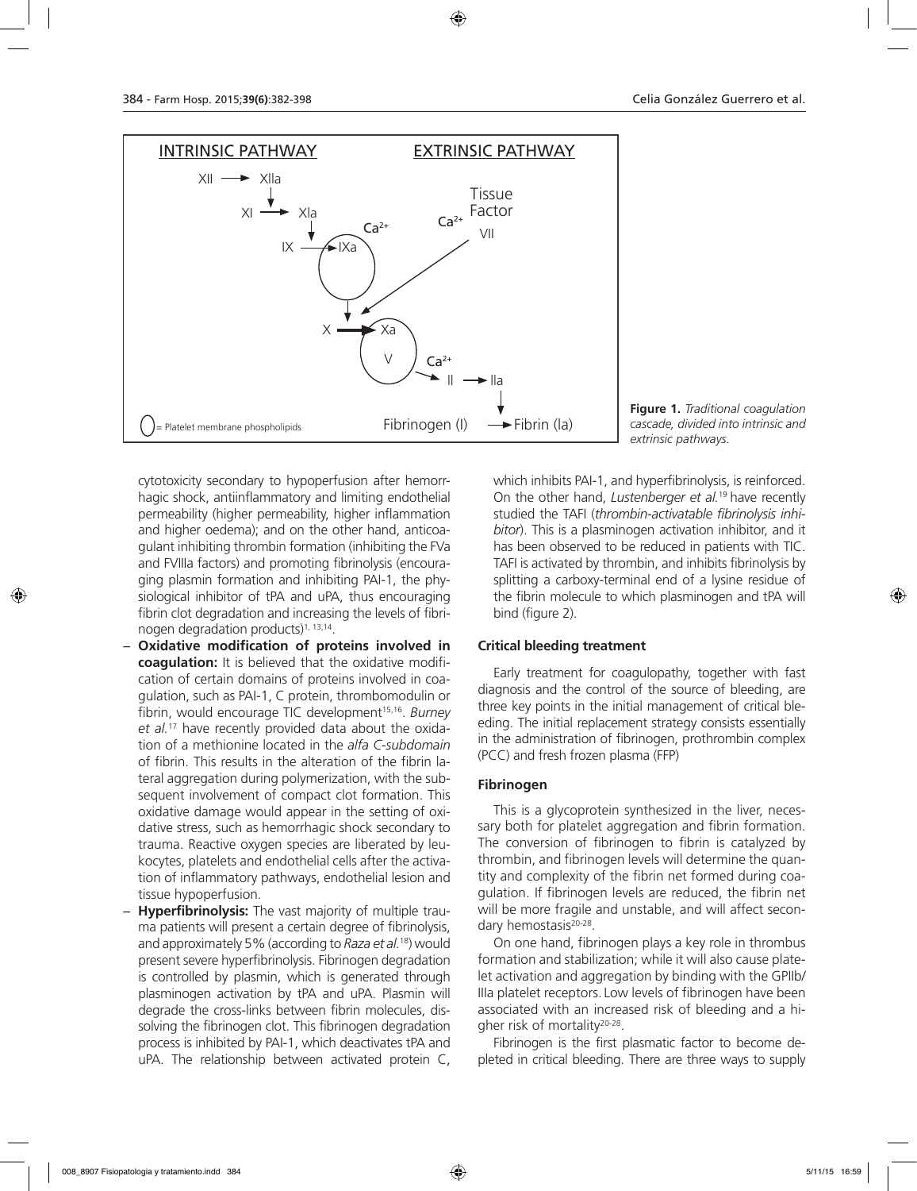Figure 1. *Traditional coagulation cascade, divided into intrinsic and extrinsic pathways.*

cytotoxicity secondary to hypoperfusion after hemorrhagic shock, antiinflammatory and limiting endothelial permeability (higher permeability, higher inflammation and higher oedema); and on the other hand, anticoagulant inhibiting thrombin formation (inhibiting the FVa and FVIIIa factors) and promoting fibrinolysis (encouraging plasmin formation and inhibiting PAI-1, the physiological inhibitor of tPA and uPA, thus encouraging fibrin clot degradation and increasing the levels of fibrinogen degradation products)[1, 13,14].

- **Oxidative modification of proteins involved in coagulation:** It is believed that the oxidative modification of certain domains of proteins involved in coagulation, such as PAI-1, C protein, thrombomodulin or fibrin, would encourage TIC development[15,16]. *Burney et al.*[17] have recently provided data about the oxidation of a methionine located in the *alfa C-subdomain* of fibrin. This results in the alteration of the fibrin lateral aggregation during polymerization, with the subsequent involvement of compact clot formation. This oxidative damage would appear in the setting of oxidative stress, such as hemorrhagic shock secondary to trauma. Reactive oxygen species are liberated by leukocytes, platelets and endothelial cells after the activation of inflammatory pathways, endothelial lesion and tissue hypoperfusion.
- **Hyperfibrinolysis:** The vast majority of multiple trauma patients will present a certain degree of fibrinolysis, and approximately 5% (according to *Raza et al.*[18]) would present severe hyperfibrinolysis. Fibrinogen degradation is controlled by plasmin, which is generated through plasminogen activation by tPA and uPA. Plasmin will degrade the cross-links between fibrin molecules, dissolving the fibrinogen clot. This fibrinogen degradation process is inhibited by PAI-1, which deactivates tPA and uPA. The relationship between activated protein C, which inhibits PAI-1, and hyperfibrinolysis, is reinforced. On the other hand, *Lustenberger et al.*[19] have recently studied the TAFI (*thrombin-activatable fibrinolysis inhibitor*). This is a plasminogen activation inhibitor, and it has been observed to be reduced in patients with TIC. TAFI is activated by thrombin, and inhibits fibrinolysis by splitting a carboxy-terminal end of a lysine residue of the fibrin molecule to which plasminogen and tPA will bind (figure 2).

### Critical bleeding treatment

Early treatment for coagulopathy, together with fast diagnosis and the control of the source of bleeding, are three key points in the initial management of critical bleeding. The initial replacement strategy consists essentially in the administration of fibrinogen, prothrombin complex (PCC) and fresh frozen plasma (FFP)

### Fibrinogen

This is a glycoprotein synthesized in the liver, necessary both for platelet aggregation and fibrin formation. The conversion of fibrinogen to fibrin is catalyzed by thrombin, and fibrinogen levels will determine the quantity and complexity of the fibrin net formed during coagulation. If fibrinogen levels are reduced, the fibrin net will be more fragile and unstable, and will affect secondary hemostasis[20-28].

On one hand, fibrinogen plays a key role in thrombus formation and stabilization; while it will also cause platelet activation and aggregation by binding with the GPIIb/IIIa platelet receptors. Low levels of fibrinogen have been associated with an increased risk of bleeding and a higher risk of mortality[20-28].

Fibrinogen is the first plasmatic factor to become depleted in critical bleeding. There are three ways to supply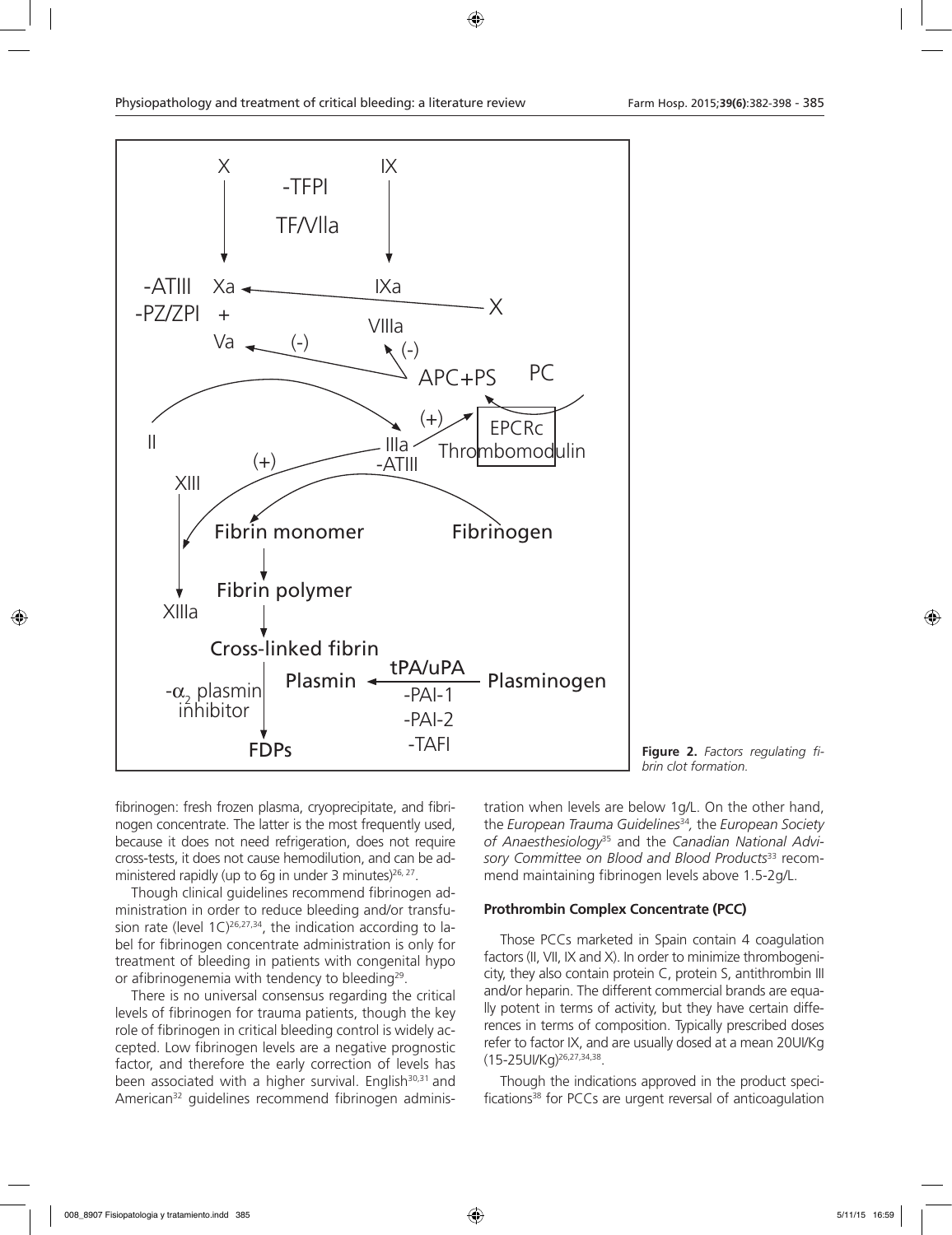**Figure 2.** *Factors regulating fibrin clot formation.*

fibrinogen: fresh frozen plasma, cryoprecipitate, and fibrinogen concentrate. The latter is the most frequently used, because it does not need refrigeration, does not require cross-tests, it does not cause hemodilution, and can be administered rapidly (up to 6g in under 3 minutes)[26, 27].

Though clinical guidelines recommend fibrinogen administration in order to reduce bleeding and/or transfusion rate (level 1C)[26,27,34], the indication according to label for fibrinogen concentrate administration is only for treatment of bleeding in patients with congenital hypo or afibrinogenemia with tendency to bleeding[29].

There is no universal consensus regarding the critical levels of fibrinogen for trauma patients, though the key role of fibrinogen in critical bleeding control is widely accepted. Low fibrinogen levels are a negative prognostic factor, and therefore the early correction of levels has been associated with a higher survival. English[30,31] and American[32] guidelines recommend fibrinogen administration when levels are below 1g/L. On the other hand, the *European Trauma Guidelines*[34], the *European Society of Anaesthesiology*[35] and the *Canadian National Advisory Committee on Blood and Blood Products*[33] recommend maintaining fibrinogen levels above 1.5-2g/L.

### Prothrombin Complex Concentrate (PCC)

Those PCCs marketed in Spain contain 4 coagulation factors (II, VII, IX and X). In order to minimize thrombogenicity, they also contain protein C, protein S, antithrombin III and/or heparin. The different commercial brands are equally potent in terms of activity, but they have certain differences in terms of composition. Typically prescribed doses refer to factor IX, and are usually dosed at a mean 20UI/Kg (15-25UI/Kg)[26,27,34,38].

Though the indications approved in the product specifications[38] for PCCs are urgent reversal of anticoagulation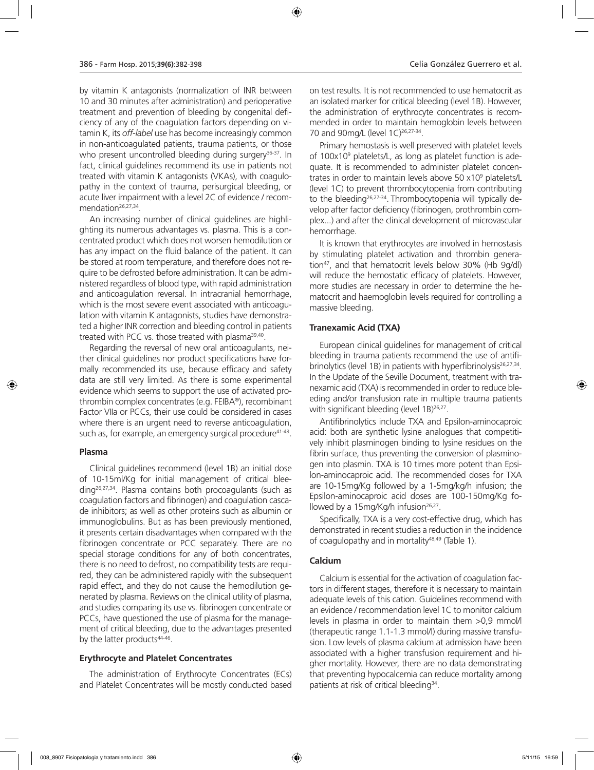by vitamin K antagonists (normalization of INR between 10 and 30 minutes after administration) and perioperative treatment and prevention of bleeding by congenital deficiency of any of the coagulation factors depending on vitamin K, its *off-label* use has become increasingly common in non-anticoagulated patients, trauma patients, or those who present uncontrolled bleeding during surgery[36-37]. In fact, clinical guidelines recommend its use in patients not treated with vitamin K antagonists (VKAs), with coagulopathy in the context of trauma, perisurgical bleeding, or acute liver impairment with a level 2C of evidence / recommendation[26,27,34].

An increasing number of clinical guidelines are highlighting its numerous advantages vs. plasma. This is a concentrated product which does not worsen hemodilution or has any impact on the fluid balance of the patient. It can be stored at room temperature, and therefore does not require to be defrosted before administration. It can be administered regardless of blood type, with rapid administration and anticoagulation reversal. In intracranial hemorrhage, which is the most severe event associated with anticoagulation with vitamin K antagonists, studies have demonstrated a higher INR correction and bleeding control in patients treated with PCC vs. those treated with plasma[39,40].

Regarding the reversal of new oral anticoagulants, neither clinical guidelines nor product specifications have formally recommended its use, because efficacy and safety data are still very limited. As there is some experimental evidence which seems to support the use of activated prothrombin complex concentrates (e.g. FEIBA®), recombinant Factor VIIa or PCCs, their use could be considered in cases where there is an urgent need to reverse anticoagulation, such as, for example, an emergency surgical procedure[41-43].

### Plasma

Clinical guidelines recommend (level 1B) an initial dose of 10-15ml/Kg for initial management of critical bleeding[26,27,34]. Plasma contains both procoagulants (such as coagulation factors and fibrinogen) and coagulation cascade inhibitors; as well as other proteins such as albumin or immunoglobulins. But as has been previously mentioned, it presents certain disadvantages when compared with the fibrinogen concentrate or PCC separately. There are no special storage conditions for any of both concentrates, there is no need to defrost, no compatibility tests are required, they can be administered rapidly with the subsequent rapid effect, and they do not cause the hemodilution generated by plasma. Reviews on the clinical utility of plasma, and studies comparing its use vs. fibrinogen concentrate or PCCs, have questioned the use of plasma for the management of critical bleeding, due to the advantages presented by the latter products[44-46].

### Erythrocyte and Platelet Concentrates

The administration of Erythrocyte Concentrates (ECs) and Platelet Concentrates will be mostly conducted based on test results. It is not recommended to use hematocrit as an isolated marker for critical bleeding (level 1B). However, the administration of erythrocyte concentrates is recommended in order to maintain hemoglobin levels between 70 and 90mg/L (level 1C)[26,27-34].

Primary hemostasis is well preserved with platelet levels of $100 \times 10^9$ platelets/L, as long as platelet function is adequate. It is recommended to administer platelet concentrates in order to maintain levels above $50 \times 10^9$ platelets/L (level 1C) to prevent thrombocytopenia from contributing to the bleeding[26,27-34]. Thrombocytopenia will typically develop after factor deficiency (fibrinogen, prothrombin complex...) and after the clinical development of microvascular hemorrhage.

It is known that erythrocytes are involved in hemostasis by stimulating platelet activation and thrombin generation[47], and that hematocrit levels below 30% (Hb 9g/dl) will reduce the hemostatic efficacy of platelets. However, more studies are necessary in order to determine the hematocrit and haemoglobin levels required for controlling a massive bleeding.

### Tranexamic Acid (TXA)

European clinical guidelines for management of critical bleeding in trauma patients recommend the use of antifibrinolytics (level 1B) in patients with hyperfibrinolysis[26,27,34]. In the Update of the Seville Document, treatment with tranexamic acid (TXA) is recommended in order to reduce bleeding and/or transfusion rate in multiple trauma patients with significant bleeding (level 1B)[26,27].

Antifibrinolytics include TXA and Epsilon-aminocaproic acid: both are synthetic lysine analogues that competitively inhibit plasminogen binding to lysine residues on the fibrin surface, thus preventing the conversion of plasminogen into plasmin. TXA is 10 times more potent than Epsilon-aminocaproic acid. The recommended doses for TXA are 10-15mg/Kg followed by a 1-5mg/kg/h infusion; the Epsilon-aminocaproic acid doses are 100-150mg/Kg followed by a 15mg/Kg/h infusion[26,27].

Specifically, TXA is a very cost-effective drug, which has demonstrated in recent studies a reduction in the incidence of coagulopathy and in mortality[48,49] (Table 1).

### Calcium

Calcium is essential for the activation of coagulation factors in different stages, therefore it is necessary to maintain adequate levels of this cation. Guidelines recommend with an evidence / recommendation level 1C to monitor calcium levels in plasma in order to maintain them >0,9 mmol/l (therapeutic range 1.1-1.3 mmol/l) during massive transfusion. Low levels of plasma calcium at admission have been associated with a higher transfusion requirement and higher mortality. However, there are no data demonstrating that preventing hypocalcemia can reduce mortality among patients at risk of critical bleeding[34].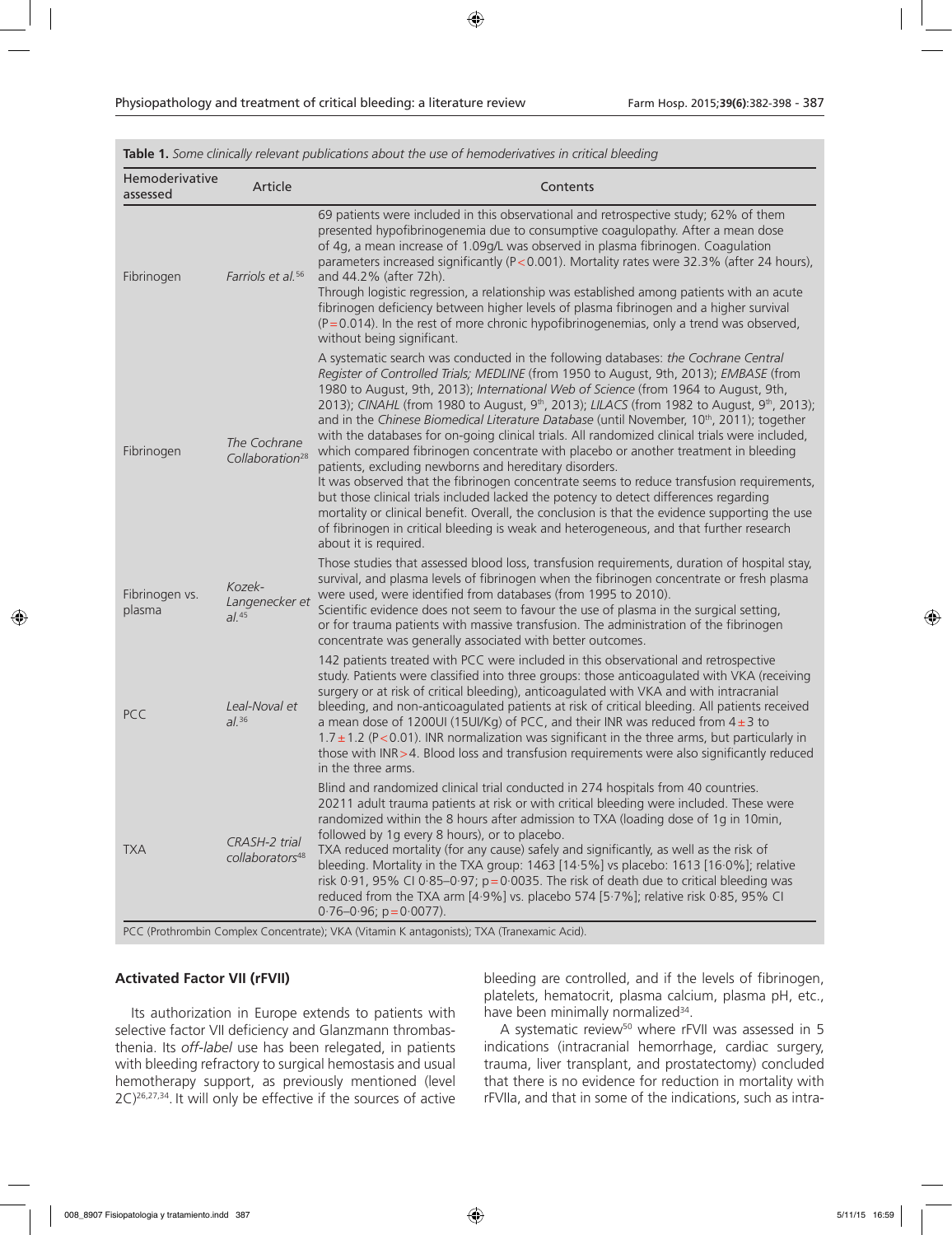**Table 1.** *Some clinically relevant publications about the use of hemoderivatives in critical bleeding*

| Hemoderivative assessed | Article | Contents |
|---|---|---|
| Fibrinogen | *Farriols et al.*[56] | 69 patients were included in this observational and retrospective study; 62% of them presented hypofibrinogenemia due to consumptive coagulopathy. After a mean dose of 4g, a mean increase of 1.09g/L was observed in plasma fibrinogen. Coagulation parameters increased significantly ($P<0.001$). Mortality rates were 32.3% (after 24 hours), and 44.2% (after 72h). Through logistic regression, a relationship was established among patients with an acute fibrinogen deficiency between higher levels of plasma fibrinogen and a higher survival ($P=0.014$). In the rest of more chronic hypofibrinogenemias, only a trend was observed, without being significant. |
| Fibrinogen | *The Cochrane Collaboration*[28] | A systematic search was conducted in the following databases: *the Cochrane Central Register of Controlled Trials; MEDLINE* (from 1950 to August, 9th, 2013); *EMBASE* (from 1980 to August, 9th, 2013); *International Web of Science* (from 1964 to August, 9th, 2013); *CINAHL* (from 1980 to August, 9th, 2013); *LILACS* (from 1982 to August, 9th, 2013); and in the *Chinese Biomedical Literature Database* (until November, 10th, 2011); together with the databases for on-going clinical trials. All randomized clinical trials were included, which compared fibrinogen concentrate with placebo or another treatment in bleeding patients, excluding newborns and hereditary disorders. It was observed that the fibrinogen concentrate seems to reduce transfusion requirements, but those clinical trials included lacked the potency to detect differences regarding mortality or clinical benefit. Overall, the conclusion is that the evidence supporting the use of fibrinogen in critical bleeding is weak and heterogeneous, and that further research about it is required. |
| Fibrinogen vs. plasma | *Kozek-Langenecker et al.*[45] | Those studies that assessed blood loss, transfusion requirements, duration of hospital stay, survival, and plasma levels of fibrinogen when the fibrinogen concentrate or fresh plasma were used, were identified from databases (from 1995 to 2010). Scientific evidence does not seem to favour the use of plasma in the surgical setting, or for trauma patients with massive transfusion. The administration of the fibrinogen concentrate was generally associated with better outcomes. |
| PCC | *Leal-Noval et al.*[36] | 142 patients treated with PCC were included in this observational and retrospective study. Patients were classified into three groups: those anticoagulated with VKA (receiving surgery or at risk of critical bleeding), anticoagulated with VKA and with intracranial bleeding, and non-anticoagulated patients at risk of critical bleeding. All patients received a mean dose of 1200UI (15UI/Kg) of PCC, and their INR was reduced from $4\pm3$ to $1.7\pm1.2$ ($P<0.01$). INR normalization was significant in the three arms, but particularly in those with INR>4. Blood loss and transfusion requirements were also significantly reduced in the three arms. |
| TXA | *CRASH-2 trial collaborators*[48] | Blind and randomized clinical trial conducted in 274 hospitals from 40 countries. 20211 adult trauma patients at risk or with critical bleeding were included. These were randomized within the 8 hours after admission to TXA (loading dose of 1g in 10min, followed by 1g every 8 hours), or to placebo. TXA reduced mortality (for any cause) safely and significantly, as well as the risk of bleeding. Mortality in the TXA group: 1463 [14·5%] vs placebo: 1613 [16·0%]; relative risk 0·91, 95% CI 0·85–0·97; p=0·0035. The risk of death due to critical bleeding was reduced from the TXA arm [4·9%] vs. placebo 574 [5·7%]; relative risk 0·85, 95% CI 0·76–0·96; p=0·0077). |

PCC (Prothrombin Complex Concentrate); VKA (Vitamin K antagonists); TXA (Tranexamic Acid).

### Activated Factor VII (rFVII)

Its authorization in Europe extends to patients with selective factor VII deficiency and Glanzmann thrombasthenia. Its *off-label* use has been relegated, in patients with bleeding refractory to surgical hemostasis and usual hemotherapy support, as previously mentioned (level 2C)[26,27,34]. It will only be effective if the sources of active bleeding are controlled, and if the levels of fibrinogen, platelets, hematocrit, plasma calcium, plasma pH, etc., have been minimally normalized[34].

A systematic review[50] where rFVII was assessed in 5 indications (intracranial hemorrhage, cardiac surgery, trauma, liver transplant, and prostatectomy) concluded that there is no evidence for reduction in mortality with rFVIIa, and that in some of the indications, such as intra-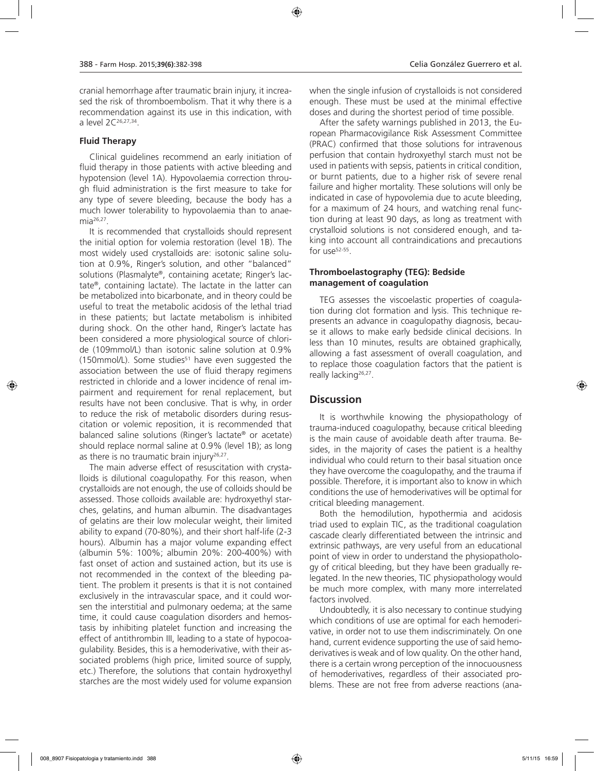cranial hemorrhage after traumatic brain injury, it increased the risk of thromboembolism. That it why there is a recommendation against its use in this indication, with a level 2C[26,27,34].

### Fluid Therapy

Clinical guidelines recommend an early initiation of fluid therapy in those patients with active bleeding and hypotension (level 1A). Hypovolaemia correction through fluid administration is the first measure to take for any type of severe bleeding, because the body has a much lower tolerability to hypovolaemia than to anaemia[26,27].

It is recommended that crystalloids should represent the initial option for volemia restoration (level 1B). The most widely used crystalloids are: isotonic saline solution at 0.9%, Ringer's solution, and other "balanced" solutions (Plasmalyte®, containing acetate; Ringer's lactate®, containing lactate). The lactate in the latter can be metabolized into bicarbonate, and in theory could be useful to treat the metabolic acidosis of the lethal triad in these patients; but lactate metabolism is inhibited during shock. On the other hand, Ringer's lactate has been considered a more physiological source of chloride (109mmol/L) than isotonic saline solution at 0.9% (150mmol/L). Some studies[51] have even suggested the association between the use of fluid therapy regimens restricted in chloride and a lower incidence of renal impairment and requirement for renal replacement, but results have not been conclusive. That is why, in order to reduce the risk of metabolic disorders during resuscitation or volemic reposition, it is recommended that balanced saline solutions (Ringer's lactate® or acetate) should replace normal saline at 0.9% (level 1B); as long as there is no traumatic brain injury[26,27].

The main adverse effect of resuscitation with crystalloids is dilutional coagulopathy. For this reason, when crystalloids are not enough, the use of colloids should be assessed. Those colloids available are: hydroxyethyl starches, gelatins, and human albumin. The disadvantages of gelatins are their low molecular weight, their limited ability to expand (70-80%), and their short half-life (2-3 hours). Albumin has a major volume expanding effect (albumin 5%: 100%; albumin 20%: 200-400%) with fast onset of action and sustained action, but its use is not recommended in the context of the bleeding patient. The problem it presents is that it is not contained exclusively in the intravascular space, and it could worsen the interstitial and pulmonary oedema; at the same time, it could cause coagulation disorders and hemostasis by inhibiting platelet function and increasing the effect of antithrombin III, leading to a state of hypocoagulability. Besides, this is a hemoderivative, with their associated problems (high price, limited source of supply, etc.) Therefore, the solutions that contain hydroxyethyl starches are the most widely used for volume expansion when the single infusion of crystalloids is not considered enough. These must be used at the minimal effective doses and during the shortest period of time possible.

After the safety warnings published in 2013, the European Pharmacovigilance Risk Assessment Committee (PRAC) confirmed that those solutions for intravenous perfusion that contain hydroxyethyl starch must not be used in patients with sepsis, patients in critical condition, or burnt patients, due to a higher risk of severe renal failure and higher mortality. These solutions will only be indicated in case of hypovolemia due to acute bleeding, for a maximum of 24 hours, and watching renal function during at least 90 days, as long as treatment with crystalloid solutions is not considered enough, and taking into account all contraindications and precautions for use[52-55].

### Thromboelastography (TEG): Bedside management of coagulation

TEG assesses the viscoelastic properties of coagulation during clot formation and lysis. This technique represents an advance in coagulopathy diagnosis, because it allows to make early bedside clinical decisions. In less than 10 minutes, results are obtained graphically, allowing a fast assessment of overall coagulation, and to replace those coagulation factors that the patient is really lacking[26,27].

## Discussion

It is worthwhile knowing the physiopathology of trauma-induced coagulopathy, because critical bleeding is the main cause of avoidable death after trauma. Besides, in the majority of cases the patient is a healthy individual who could return to their basal situation once they have overcome the coagulopathy, and the trauma if possible. Therefore, it is important also to know in which conditions the use of hemoderivatives will be optimal for critical bleeding management.

Both the hemodilution, hypothermia and acidosis triad used to explain TIC, as the traditional coagulation cascade clearly differentiated between the intrinsic and extrinsic pathways, are very useful from an educational point of view in order to understand the physiopathology of critical bleeding, but they have been gradually relegated. In the new theories, TIC physiopathology would be much more complex, with many more interrelated factors involved.

Undoubtedly, it is also necessary to continue studying which conditions of use are optimal for each hemoderivative, in order not to use them indiscriminately. On one hand, current evidence supporting the use of said hemoderivatives is weak and of low quality. On the other hand, there is a certain wrong perception of the innocuousness of hemoderivatives, regardless of their associated problems. These are not free from adverse reactions (ana-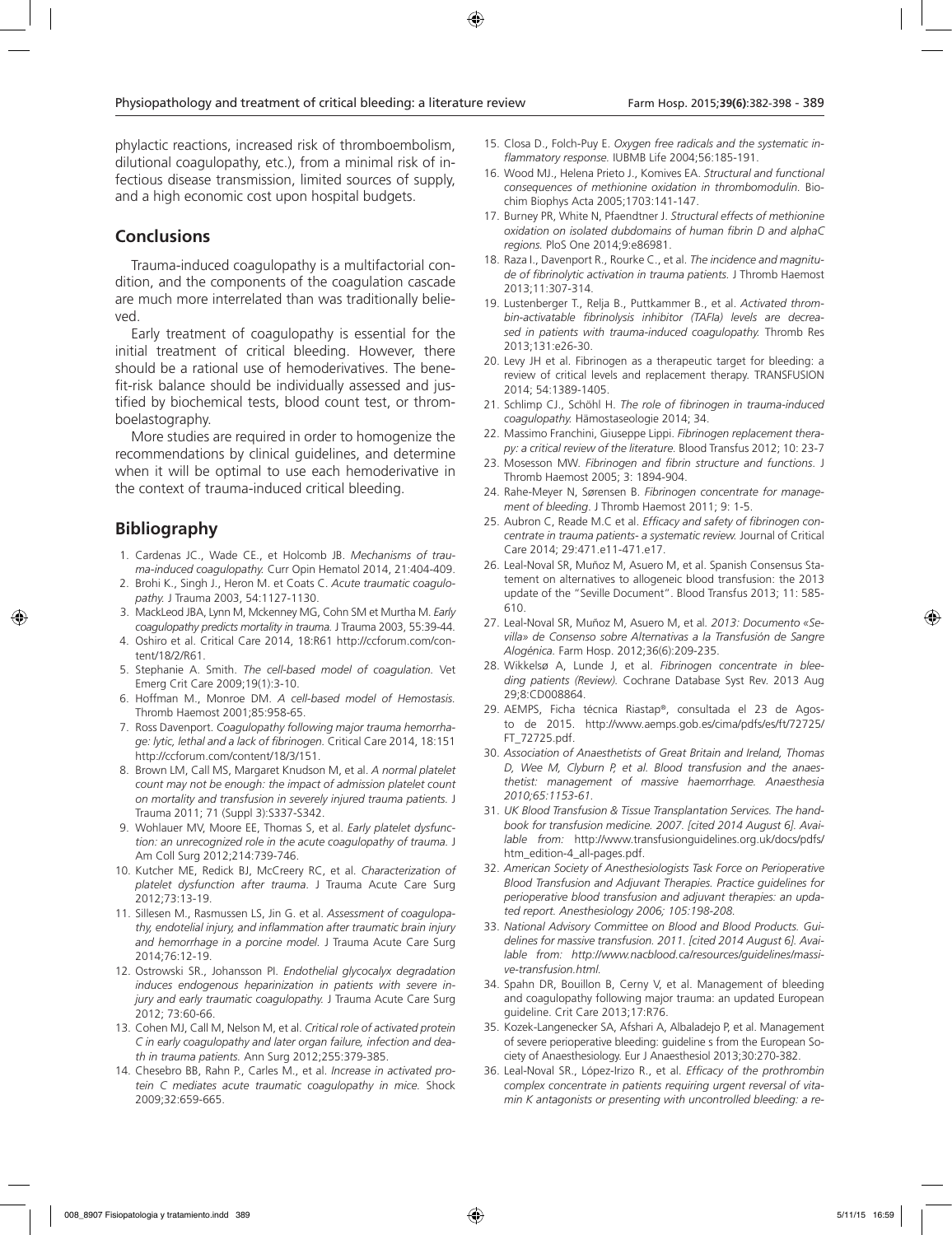phylactic reactions, increased risk of thromboembolism, dilutional coagulopathy, etc.), from a minimal risk of infectious disease transmission, limited sources of supply, and a high economic cost upon hospital budgets.

## Conclusions

Trauma-induced coagulopathy is a multifactorial condition, and the components of the coagulation cascade are much more interrelated than was traditionally believed.

Early treatment of coagulopathy is essential for the initial treatment of critical bleeding. However, there should be a rational use of hemoderivatives. The benefit-risk balance should be individually assessed and justified by biochemical tests, blood count test, or thromboelastography.

More studies are required in order to homogenize the recommendations by clinical guidelines, and determine when it will be optimal to use each hemoderivative in the context of trauma-induced critical bleeding.

## Bibliography

1. Cardenas JC., Wade CE., et Holcomb JB. *Mechanisms of trauma-induced coagulopathy.* Curr Opin Hematol 2014, 21:404-409.
2. Brohi K., Singh J., Heron M. et Coats C. *Acute traumatic coagulopathy.* J Trauma 2003, 54:1127-1130.
3. MackLeod JBA, Lynn M, Mckenney MG, Cohn SM et Murtha M. *Early coagulopathy predicts mortality in trauma.* J Trauma 2003, 55:39-44.
4. Oshiro et al. Critical Care 2014, 18:R61 http://ccforum.com/content/18/2/R61.
5. Stephanie A. Smith. *The cell-based model of coagulation.* Vet Emerg Crit Care 2009;19(1):3-10.
6. Hoffman M., Monroe DM. *A cell-based model of Hemostasis.* Thromb Haemost 2001;85:958-65.
7. Ross Davenport. *Coagulopathy following major trauma hemorrhage: lytic, lethal and a lack of fibrinogen.* Critical Care 2014, 18:151 http://ccforum.com/content/18/3/151.
8. Brown LM, Call MS, Margaret Knudson M, et al. *A normal platelet count may not be enough: the impact of admission platelet count on mortality and transfusion in severely injured trauma patients.* J Trauma 2011; 71 (Suppl 3):S337-S342.
9. Wohlauer MV, Moore EE, Thomas S, et al. *Early platelet dysfunction: an unrecognized role in the acute coagulopathy of trauma.* J Am Coll Surg 2012;214:739-746.
10. Kutcher ME, Redick BJ, McCreery RC, et al. *Characterization of platelet dysfunction after trauma.* J Trauma Acute Care Surg 2012;73:13-19.
11. Sillesen M., Rasmussen LS, Jin G. et al. *Assessment of coagulopathy, endotelial injury, and inflammation after traumatic brain injury and hemorrhage in a porcine model.* J Trauma Acute Care Surg 2014;76:12-19.
12. Ostrowski SR., Johansson PI. *Endothelial glycocalyx degradation induces endogenous heparinization in patients with severe injury and early traumatic coagulopathy.* J Trauma Acute Care Surg 2012; 73:60-66.
13. Cohen MJ, Call M, Nelson M, et al. *Critical role of activated protein C in early coagulopathy and later organ failure, infection and death in trauma patients.* Ann Surg 2012;255:379-385.
14. Chesebro BB, Rahn P., Carles M., et al. *Increase in activated protein C mediates acute traumatic coagulopathy in mice.* Shock 2009;32:659-665.
15. Closa D., Folch-Puy E. *Oxygen free radicals and the systematic inflammatory response.* IUBMB Life 2004;56:185-191.
16. Wood MJ., Helena Prieto J., Komives EA. *Structural and functional consequences of methionine oxidation in thrombomodulin.* Biochim Biophys Acta 2005;1703:141-147.
17. Burney PR, White N, Pfaendtner J. *Structural effects of methionine oxidation on isolated dubdomains of human fibrin D and alphaC regions.* PloS One 2014;9:e86981.
18. Raza I., Davenport R., Rourke C., et al. *The incidence and magnitude of fibrinolytic activation in trauma patients.* J Thromb Haemost 2013;11:307-314.
19. Lustenberger T., Relja B., Puttkammer B., et al. *Activated thrombin-activatable fibrinolysis inhibitor (TAFIa) levels are decreased in patients with trauma-induced coagulopathy.* Thromb Res 2013;131:e26-30.
20. Levy JH et al. Fibrinogen as a therapeutic target for bleeding: a review of critical levels and replacement therapy. TRANSFUSION 2014; 54:1389-1405.
21. Schlimp CJ., Schöhl H. *The role of fibrinogen in trauma-induced coagulopathy.* Hämostaseologie 2014; 34.
22. Massimo Franchini, Giuseppe Lippi. *Fibrinogen replacement therapy: a critical review of the literature.* Blood Transfus 2012; 10: 23-7
23. Mosesson MW. *Fibrinogen and fibrin structure and functions.* J Thromb Haemost 2005; 3: 1894-904.
24. Rahe-Meyer N, Sørensen B. *Fibrinogen concentrate for management of bleeding.* J Thromb Haemost 2011; 9: 1-5.
25. Aubron C, Reade M.C et al. *Efficacy and safety of fibrinogen concentrate in trauma patients- a systematic review.* Journal of Critical Care 2014; 29:471.e11-471.e17.
26. Leal-Noval SR, Muñoz M, Asuero M, et al. Spanish Consensus Statement on alternatives to allogeneic blood transfusion: the 2013 update of the "Seville Document". Blood Transfus 2013; 11: 585-610.
27. Leal-Noval SR, Muñoz M, Asuero M, et al. *2013: Documento «Sevilla» de Consenso sobre Alternativas a la Transfusión de Sangre Alogénica.* Farm Hosp. 2012;36(6):209-235.
28. Wikkelsø A, Lunde J, et al. *Fibrinogen concentrate in bleeding patients (Review).* Cochrane Database Syst Rev. 2013 Aug 29;8:CD008864.
29. AEMPS, Ficha técnica Riastap®, consultada el 23 de Agosto de 2015. http://www.aemps.gob.es/cima/pdfs/es/ft/72725/FT_72725.pdf.
30. *Association of Anaesthetists of Great Britain and Ireland, Thomas D, Wee M, Clyburn P, et al. Blood transfusion and the anaesthetist: management of massive haemorrhage. Anaesthesia 2010;65:1153-61.*
31. *UK Blood Transfusion & Tissue Transplantation Services. The handbook for transfusion medicine. 2007. [cited 2014 August 6]. Available from:* http://www.transfusionguidelines.org.uk/docs/pdfs/htm_edition-4_all-pages.pdf.
32. *American Society of Anesthesiologists Task Force on Perioperative Blood Transfusion and Adjuvant Therapies. Practice guidelines for perioperative blood transfusion and adjuvant therapies: an updated report. Anesthesiology 2006; 105:198-208.*
33. *National Advisory Committee on Blood and Blood Products. Guidelines for massive transfusion. 2011. [cited 2014 August 6]. Available from: http://www.nacblood.ca/resources/guidelines/massive-transfusion.html.*
34. Spahn DR, Bouillon B, Cerny V, et al. Management of bleeding and coagulopathy following major trauma: an updated European guideline. Crit Care 2013;17:R76.
35. Kozek-Langenecker SA, Afshari A, Albaladejo P, et al. Management of severe perioperative bleeding: guideline s from the European Society of Anaesthesiology. Eur J Anaesthesiol 2013;30:270-382.
36. Leal-Noval SR., López-Irizo R., et al. *Efficacy of the prothrombin complex concentrate in patients requiring urgent reversal of vitamin K antagonists or presenting with uncontrolled bleeding: a re-*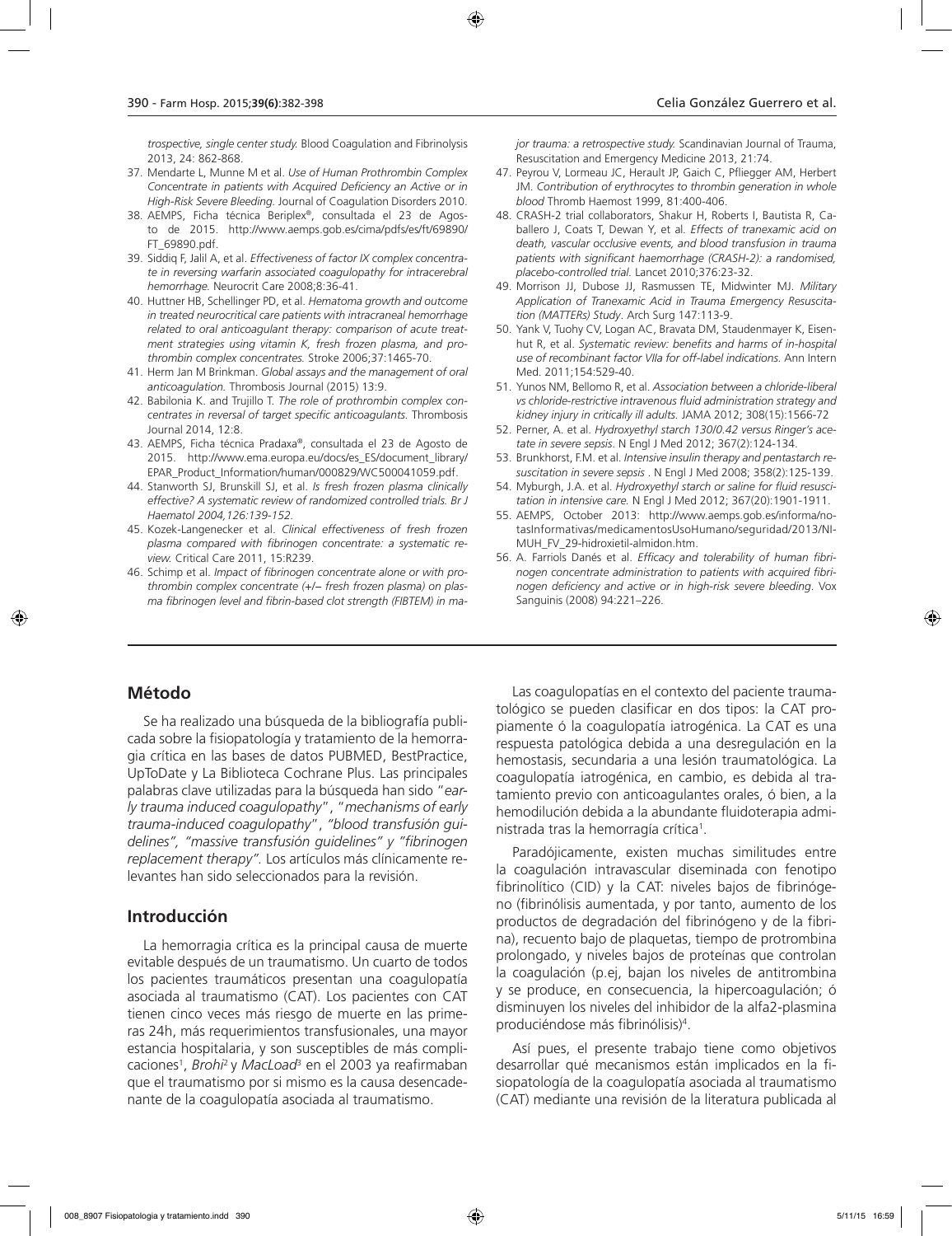*trospective, single center study.* Blood Coagulation and Fibrinolysis 2013, 24: 862-868.

37. Mendarte L, Munne M et al. *Use of Human Prothrombin Complex Concentrate in patients with Acquired Deficiency an Active or in High-Risk Severe Bleeding.* Journal of Coagulation Disorders 2010.
38. AEMPS, Ficha técnica Beriplex®, consultada el 23 de Agosto de 2015. http://www.aemps.gob.es/cima/pdfs/es/ft/69890/FT_69890.pdf.
39. Siddiq F, Jalil A, et al. *Effectiveness of factor IX complex concentrate in reversing warfarin associated coagulopathy for intracerebral hemorrhage.* Neurocrit Care 2008;8:36-41.
40. Huttner HB, Schellinger PD, et al. *Hematoma growth and outcome in treated neurocritical care patients with intracraneal hemorrhage related to oral anticoagulant therapy: comparison of acute treatment strategies using vitamin K, fresh frozen plasma, and prothrombin complex concentrates.* Stroke 2006;37:1465-70.
41. Herm Jan M Brinkman. *Global assays and the management of oral anticoagulation.* Thrombosis Journal (2015) 13:9.
42. Babilonia K. and Trujillo T. *The role of prothrombin complex concentrates in reversal of target specific anticoagulants.* Thrombosis Journal 2014, 12:8.
43. AEMPS, Ficha técnica Pradaxa®, consultada el 23 de Agosto de 2015. http://www.ema.europa.eu/docs/es_ES/document_library/EPAR_Product_Information/human/000829/WC500041059.pdf.
44. Stanworth SJ, Brunskill SJ, et al. *Is fresh frozen plasma clinically effective? A systematic review of randomized controlled trials. Br J Haematol 2004,126:139-152.*
45. Kozek-Langenecker et al. *Clinical effectiveness of fresh frozen plasma compared with fibrinogen concentrate: a systematic review.* Critical Care 2011, 15:R239.
46. Schimp et al. *Impact of fibrinogen concentrate alone or with prothrombin complex concentrate (+/– fresh frozen plasma) on plasma fibrinogen level and fibrin-based clot strength (FIBTEM) in major trauma: a retrospective study.* Scandinavian Journal of Trauma, Resuscitation and Emergency Medicine 2013, 21:74.
47. Peyrou V, Lormeau JC, Herault JP, Gaich C, Pfliegger AM, Herbert JM. *Contribution of erythrocytes to thrombin generation in whole blood* Thromb Haemost 1999, 81:400-406.
48. CRASH-2 trial collaborators, Shakur H, Roberts I, Bautista R, Caballero J, Coats T, Dewan Y, et al. *Effects of tranexamic acid on death, vascular occlusive events, and blood transfusion in trauma patients with significant haemorrhage (CRASH-2): a randomised, placebo-controlled trial.* Lancet 2010;376:23-32.
49. Morrison JJ, Dubose JJ, Rasmussen TE, Midwinter MJ. *Military Application of Tranexamic Acid in Trauma Emergency Resuscitation (MATTERs) Study*. Arch Surg 147:113-9.
50. Yank V, Tuohy CV, Logan AC, Bravata DM, Staudenmayer K, Eisenhut R, et al. *Systematic review: benefits and harms of in-hospital use of recombinant factor VIIa for off-label indications.* Ann Intern Med. 2011;154:529-40.
51. Yunos NM, Bellomo R, et al. *Association between a chloride-liberal vs chloride-restrictive intravenous fluid administration strategy and kidney injury in critically ill adults.* JAMA 2012; 308(15):1566-72
52. Perner, A. et al. *Hydroxyethyl starch 130/0.42 versus Ringer's acetate in severe sepsis.* N Engl J Med 2012; 367(2):124-134.
53. Brunkhorst, F.M. et al. *Intensive insulin therapy and pentastarch resuscitation in severe sepsis* . N Engl J Med 2008; 358(2):125-139.
54. Myburgh, J.A. et al. *Hydroxyethyl starch or saline for fluid resuscitation in intensive care.* N Engl J Med 2012; 367(20):1901-1911.
55. AEMPS, October 2013: http://www.aemps.gob.es/informa/notasInformativas/medicamentosUsoHumano/seguridad/2013/NI-MUH_FV_29-hidroxietil-almidon.htm.
56. A. Farriols Danés et al. *Efficacy and tolerability of human fibrinogen concentrate administration to patients with acquired fibrinogen deficiency and active or in high-risk severe bleeding*. Vox Sanguinis (2008) 94:221–226.

## Método

Se ha realizado una búsqueda de la bibliografía publicada sobre la fisiopatología y tratamiento de la hemorragia crítica en las bases de datos PUBMED, BestPractice, UpToDate y La Biblioteca Cochrane Plus. Las principales palabras clave utilizadas para la búsqueda han sido "*early trauma induced coagulopathy*", "*mechanisms of early trauma-induced coagulopathy*", *"blood transfusión guidelines", "massive transfusión guidelines" y "fibrinogen replacement therapy".* Los artículos más clínicamente relevantes han sido seleccionados para la revisión.

## Introducción

La hemorragia crítica es la principal causa de muerte evitable después de un traumatismo. Un cuarto de todos los pacientes traumáticos presentan una coagulopatía asociada al traumatismo (CAT). Los pacientes con CAT tienen cinco veces más riesgo de muerte en las primeras 24h, más requerimientos transfusionales, una mayor estancia hospitalaria, y son susceptibles de más complicaciones[1], *Brohi*[2] y *MacLoad*[3] en el 2003 ya reafirmaban que el traumatismo por si mismo es la causa desencadenante de la coagulopatía asociada al traumatismo.

Las coagulopatías en el contexto del paciente traumatológico se pueden clasificar en dos tipos: la CAT propiamente ó la coagulopatía iatrogénica. La CAT es una respuesta patológica debida a una desregulación en la hemostasis, secundaria a una lesión traumatológica. La coagulopatía iatrogénica, en cambio, es debida al tratamiento previo con anticoagulantes orales, ó bien, a la hemodilución debida a la abundante fluidoterapia administrada tras la hemorragía crítica[1].

Paradójicamente, existen muchas similitudes entre la coagulación intravascular diseminada con fenotipo fibrinolítico (CID) y la CAT: niveles bajos de fibrinógeno (fibrinólisis aumentada, y por tanto, aumento de los productos de degradación del fibrinógeno y de la fibrina), recuento bajo de plaquetas, tiempo de protrombina prolongado, y niveles bajos de proteínas que controlan la coagulación (p.ej, bajan los niveles de antitrombina y se produce, en consecuencia, la hipercoagulación; ó disminuyen los niveles del inhibidor de la alfa2-plasmina produciéndose más fibrinólisis)[4].

Así pues, el presente trabajo tiene como objetivos desarrollar qué mecanismos están implicados en la fisiopatología de la coagulopatía asociada al traumatismo (CAT) mediante una revisión de la literatura publicada al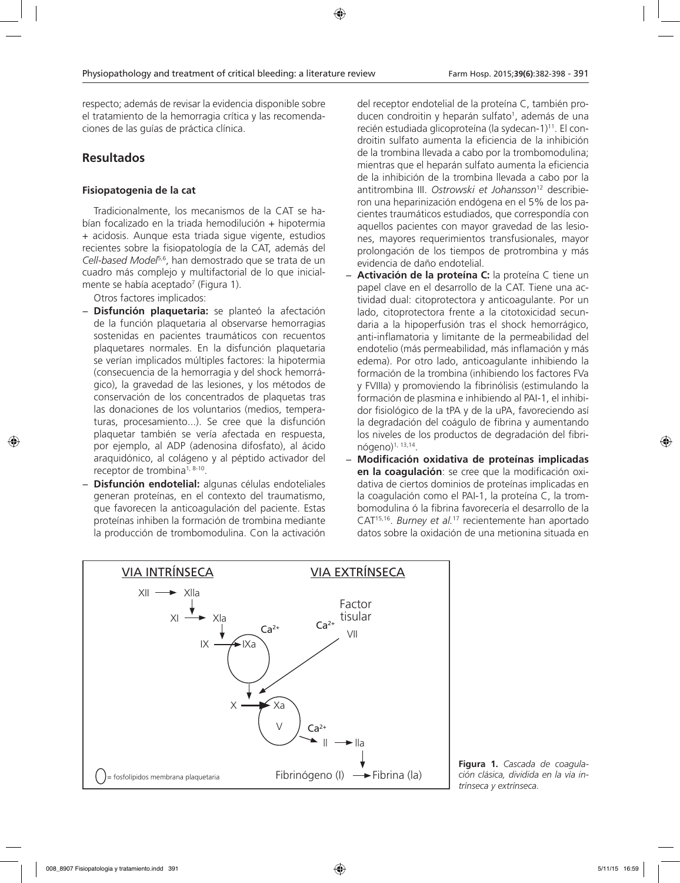respecto; además de revisar la evidencia disponible sobre el tratamiento de la hemorragia crítica y las recomendaciones de las guías de práctica clínica.

## Resultados

### Fisiopatogenia de la cat

Tradicionalmente, los mecanismos de la CAT se habían focalizado en la triada hemodilución + hipotermia + acidosis. Aunque esta triada sigue vigente, estudios recientes sobre la fisiopatología de la CAT, además del *Cell-based Model*[5,6], han demostrado que se trata de un cuadro más complejo y multifactorial de lo que inicialmente se había aceptado[7] (Figura 1).

Otros factores implicados:

- **Disfunción plaquetaria:** se planteó la afectación de la función plaquetaria al observarse hemorragias sostenidas en pacientes traumáticos con recuentos plaquetares normales. En la disfunción plaquetaria se verían implicados múltiples factores: la hipotermia (consecuencia de la hemorragia y del shock hemorrágico), la gravedad de las lesiones, y los métodos de conservación de los concentrados de plaquetas tras las donaciones de los voluntarios (medios, temperaturas, procesamiento...). Se cree que la disfunción plaquetar también se vería afectada en respuesta, por ejemplo, al ADP (adenosina difosfato), al ácido araquidónico, al colágeno y al péptido activador del receptor de trombina[1, 8-10].
- **Disfunción endotelial:** algunas células endoteliales generan proteínas, en el contexto del traumatismo, que favorecen la anticoagulación del paciente. Estas proteínas inhiben la formación de trombina mediante la producción de trombomodulina. Con la activación del receptor endotelial de la proteína C, también producen condroitin y heparán sulfato[1], además de una recién estudiada glicoproteína (la sydecan-1)[11]. El condroitin sulfato aumenta la eficiencia de la inhibición de la trombina llevada a cabo por la trombomodulina; mientras que el heparán sulfato aumenta la eficiencia de la inhibición de la trombina llevada a cabo por la antitrombina III. *Ostrowski et Johansson*[12] describieron una heparinización endógena en el 5% de los pacientes traumáticos estudiados, que correspondía con aquellos pacientes con mayor gravedad de las lesiones, mayores requerimientos transfusionales, mayor prolongación de los tiempos de protrombina y más evidencia de daño endotelial.
- **Activación de la proteína C:** la proteína C tiene un papel clave en el desarrollo de la CAT. Tiene una actividad dual: citoprotectora y anticoagulante. Por un lado, citoprotectora frente a la citotoxicidad secundaria a la hipoperfusión tras el shock hemorrágico, anti-inflamatoria y limitante de la permeabilidad del endotelio (más permeabilidad, más inflamación y más edema). Por otro lado, anticoagulante inhibiendo la formación de la trombina (inhibiendo los factores FVa y FVIIIa) y promoviendo la fibrinólisis (estimulando la formación de plasmina e inhibiendo al PAI-1, el inhibidor fisiológico de la tPA y de la uPA, favoreciendo así la degradación del coágulo de fibrina y aumentando los niveles de los productos de degradación del fibrinógeno)[1, 13,14].
- **Modificación oxidativa de proteínas implicadas en la coagulación**: se cree que la modificación oxidativa de ciertos dominios de proteínas implicadas en la coagulación como el PAI-1, la proteína C, la trombomodulina ó la fibrina favorecería el desarrollo de la CAT[15,16]. *Burney et al.*[17] recientemente han aportado datos sobre la oxidación de una metionina situada en

VIA INTRÍNSECA — VIA EXTRÍNSECA

XII → XIIa; XI → XIa; IX → IXa ($Ca^{2+}$); Factor tisular, VII ($Ca^{2+}$); X → Xa, V; II → IIa ($Ca^{2+}$); Fibrinógeno (I) → Fibrina (Ia)

○ = fosfolípidos membrana plaquetaria

**Figura 1.** *Cascada de coagulación clásica, dividida en la vía intrínseca y extrínseca.*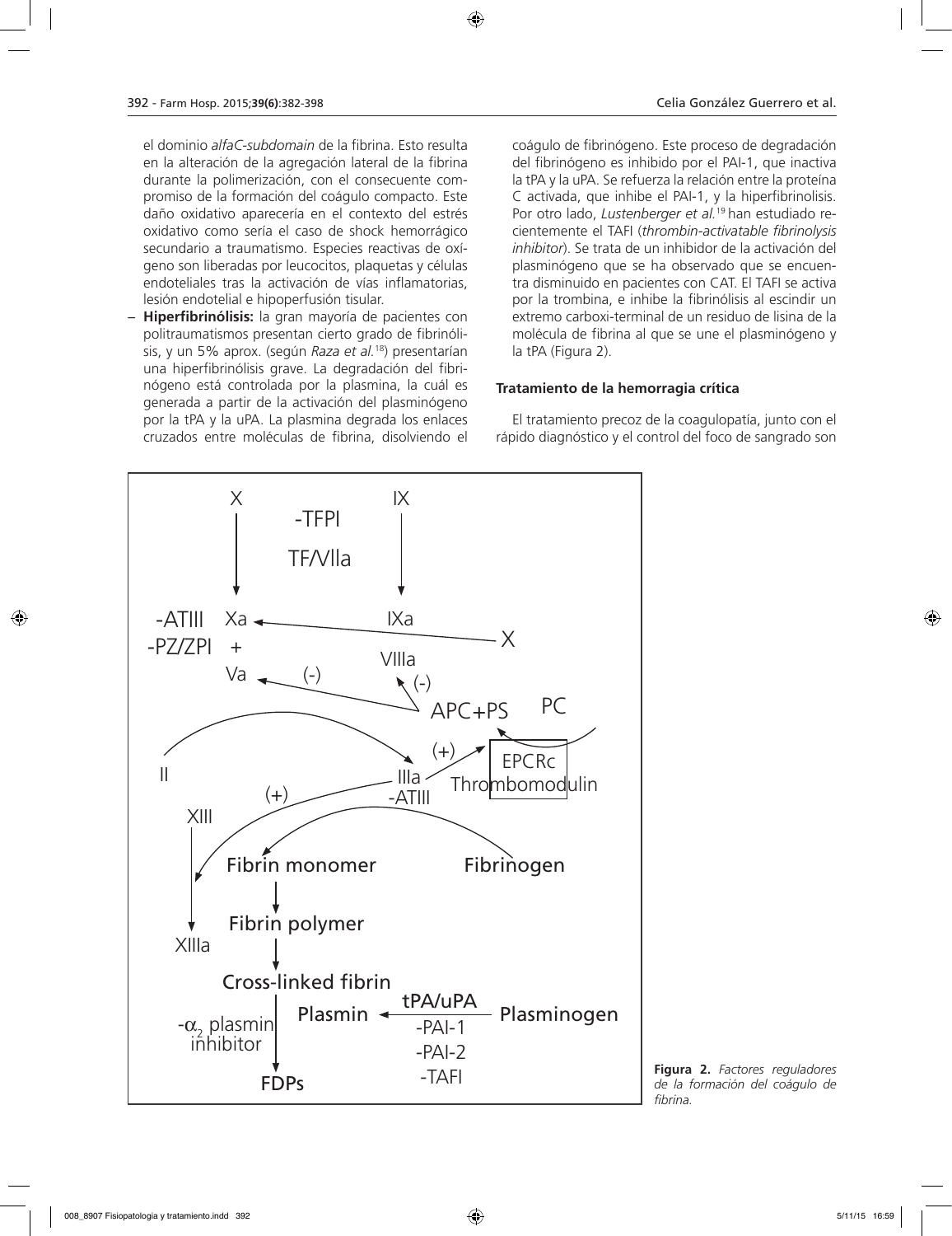el dominio *alfaC-subdomain* de la fibrina. Esto resulta en la alteración de la agregación lateral de la fibrina durante la polimerización, con el consecuente compromiso de la formación del coágulo compacto. Este daño oxidativo aparecería en el contexto del estrés oxidativo como sería el caso de shock hemorrágico secundario a traumatismo. Especies reactivas de oxígeno son liberadas por leucocitos, plaquetas y células endoteliales tras la activación de vías inflamatorias, lesión endotelial e hipoperfusión tisular.

– **Hiperfibrinólisis:** la gran mayoría de pacientes con politraumatismos presentan cierto grado de fibrinólisis, y un 5% aprox. (según *Raza et al.*[18]) presentarían una hiperfibrinólisis grave. La degradación del fibrinógeno está controlada por la plasmina, la cuál es generada a partir de la activación del plasminógeno por la tPA y la uPA. La plasmina degrada los enlaces cruzados entre moléculas de fibrina, disolviendo el coágulo de fibrinógeno. Este proceso de degradación del fibrinógeno es inhibido por el PAI-1, que inactiva la tPA y la uPA. Se refuerza la relación entre la proteína C activada, que inhibe el PAI-1, y la hiperfibrinolisis. Por otro lado, *Lustenberger et al.*[19] han estudiado recientemente el TAFI (*thrombin-activatable fibrinolysis inhibitor*). Se trata de un inhibidor de la activación del plasminógeno que se ha observado que se encuentra disminuido en pacientes con CAT. El TAFI se activa por la trombina, e inhibe la fibrinólisis al escindir un extremo carboxi-terminal de un residuo de lisina de la molécula de fibrina al que se une el plasminógeno y la tPA (Figura 2).

#### Tratamiento de la hemorragia crítica

El tratamiento precoz de la coagulopatía, junto con el rápido diagnóstico y el control del foco de sangrado son

**Figura 2.** *Factores reguladores de la formación del coágulo de fibrina.*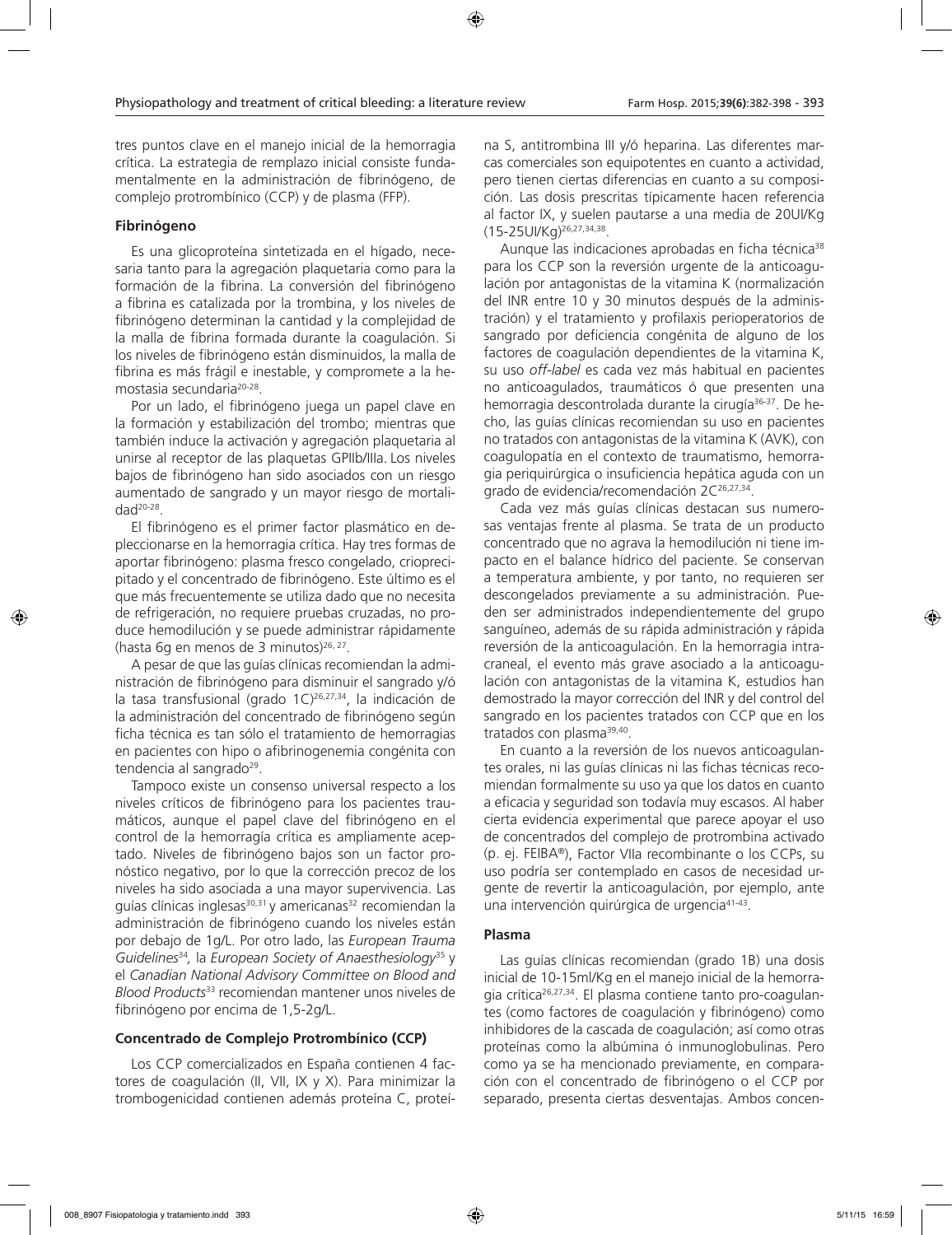tres puntos clave en el manejo inicial de la hemorragia crítica. La estrategia de remplazo inicial consiste fundamentalmente en la administración de fibrinógeno, de complejo protrombínico (CCP) y de plasma (FFP).

### Fibrinógeno

Es una glicoproteína sintetizada en el hígado, necesaria tanto para la agregación plaquetaria como para la formación de la fibrina. La conversión del fibrinógeno a fibrina es catalizada por la trombina, y los niveles de fibrinógeno determinan la cantidad y la complejidad de la malla de fibrina formada durante la coagulación. Si los niveles de fibrinógeno están disminuidos, la malla de fibrina es más frágil e inestable, y compromete a la hemostasia secundaria[20-28].

Por un lado, el fibrinógeno juega un papel clave en la formación y estabilización del trombo; mientras que también induce la activación y agregación plaquetaria al unirse al receptor de las plaquetas GPIIb/IIIa. Los niveles bajos de fibrinógeno han sido asociados con un riesgo aumentado de sangrado y un mayor riesgo de mortalidad[20-28].

El fibrinógeno es el primer factor plasmático en deplecionarse en la hemorragia crítica. Hay tres formas de aportar fibrinógeno: plasma fresco congelado, crioprecipitado y el concentrado de fibrinógeno. Este último es el que más frecuentemente se utiliza dado que no necesita de refrigeración, no requiere pruebas cruzadas, no produce hemodilución y se puede administrar rápidamente (hasta 6g en menos de 3 minutos)[26, 27].

A pesar de que las guías clínicas recomiendan la administración de fibrinógeno para disminuir el sangrado y/ó la tasa transfusional (grado 1C)[26,27,34], la indicación de la administración del concentrado de fibrinógeno según ficha técnica es tan sólo el tratamiento de hemorragias en pacientes con hipo o afibrinogenemia congénita con tendencia al sangrado[29].

Tampoco existe un consenso universal respecto a los niveles críticos de fibrinógeno para los pacientes traumáticos, aunque el papel clave del fibrinógeno en el control de la hemorragia crítica es ampliamente aceptado. Niveles de fibrinógeno bajos son un factor pronóstico negativo, por lo que la corrección precoz de los niveles ha sido asociada a una mayor supervivencia. Las guías clínicas inglesas[30,31] y americanas[32] recomiendan la administración de fibrinógeno cuando los niveles están por debajo de 1g/L. Por otro lado, las *European Trauma Guidelines*[34], la *European Society of Anaesthesiology*[35] y el *Canadian National Advisory Committee on Blood and Blood Products*[33] recomiendan mantener unos niveles de fibrinógeno por encima de 1,5-2g/L.

### Concentrado de Complejo Protrombínico (CCP)

Los CCP comercializados en España contienen 4 factores de coagulación (II, VII, IX y X). Para minimizar la trombogenicidad contienen además proteína C, proteína S, antitrombina III y/ó heparina. Las diferentes marcas comerciales son equipotentes en cuanto a actividad, pero tienen ciertas diferencias en cuanto a su composición. Las dosis prescritas típicamente hacen referencia al factor IX, y suelen pautarse a una media de 20UI/Kg (15-25UI/Kg)[26,27,34,38].

Aunque las indicaciones aprobadas en ficha técnica[38] para los CCP son la reversión urgente de la anticoagulación por antagonistas de la vitamina K (normalización del INR entre 10 y 30 minutos después de la administración) y el tratamiento y profilaxis perioperatorios de sangrado por deficiencia congénita de alguno de los factores de coagulación dependientes de la vitamina K, su uso *off-label* es cada vez más habitual en pacientes no anticoagulados, traumáticos ó que presenten una hemorragia descontrolada durante la cirugía[36-37]. De hecho, las guías clínicas recomiendan su uso en pacientes no tratados con antagonistas de la vitamina K (AVK), con coagulopatía en el contexto de traumatismo, hemorragia periquirúrgica o insuficiencia hepática aguda con un grado de evidencia/recomendación 2C[26,27,34].

Cada vez más guías clínicas destacan sus numerosas ventajas frente al plasma. Se trata de un producto concentrado que no agrava la hemodilución ni tiene impacto en el balance hídrico del paciente. Se conservan a temperatura ambiente, y por tanto, no requieren ser descongelados previamente a su administración. Pueden ser administrados independientemente del grupo sanguíneo, además de su rápida administración y rápida reversión de la anticoagulación. En la hemorragia intracraneal, el evento más grave asociado a la anticoagulación con antagonistas de la vitamina K, estudios han demostrado la mayor corrección del INR y del control del sangrado en los pacientes tratados con CCP que en los tratados con plasma[39,40].

En cuanto a la reversión de los nuevos anticoagulantes orales, ni las guías clínicas ni las fichas técnicas recomiendan formalmente su uso ya que los datos en cuanto a eficacia y seguridad son todavía muy escasos. Al haber cierta evidencia experimental que parece apoyar el uso de concentrados del complejo de protrombina activado (p. ej. FEIBA®), Factor VIIa recombinante o los CCPs, su uso podría ser contemplado en casos de necesidad urgente de revertir la anticoagulación, por ejemplo, ante una intervención quirúrgica de urgencia[41-43].

### Plasma

Las guías clínicas recomiendan (grado 1B) una dosis inicial de 10-15ml/Kg en el manejo inicial de la hemorragia crítica[26,27,34]. El plasma contiene tanto pro-coagulantes (como factores de coagulación y fibrinógeno) como inhibidores de la cascada de coagulación; así como otras proteínas como la albúmina ó inmunoglobulinas. Pero como ya se ha mencionado previamente, en comparación con el concentrado de fibrinógeno o el CCP por separado, presenta ciertas desventajas. Ambos concen-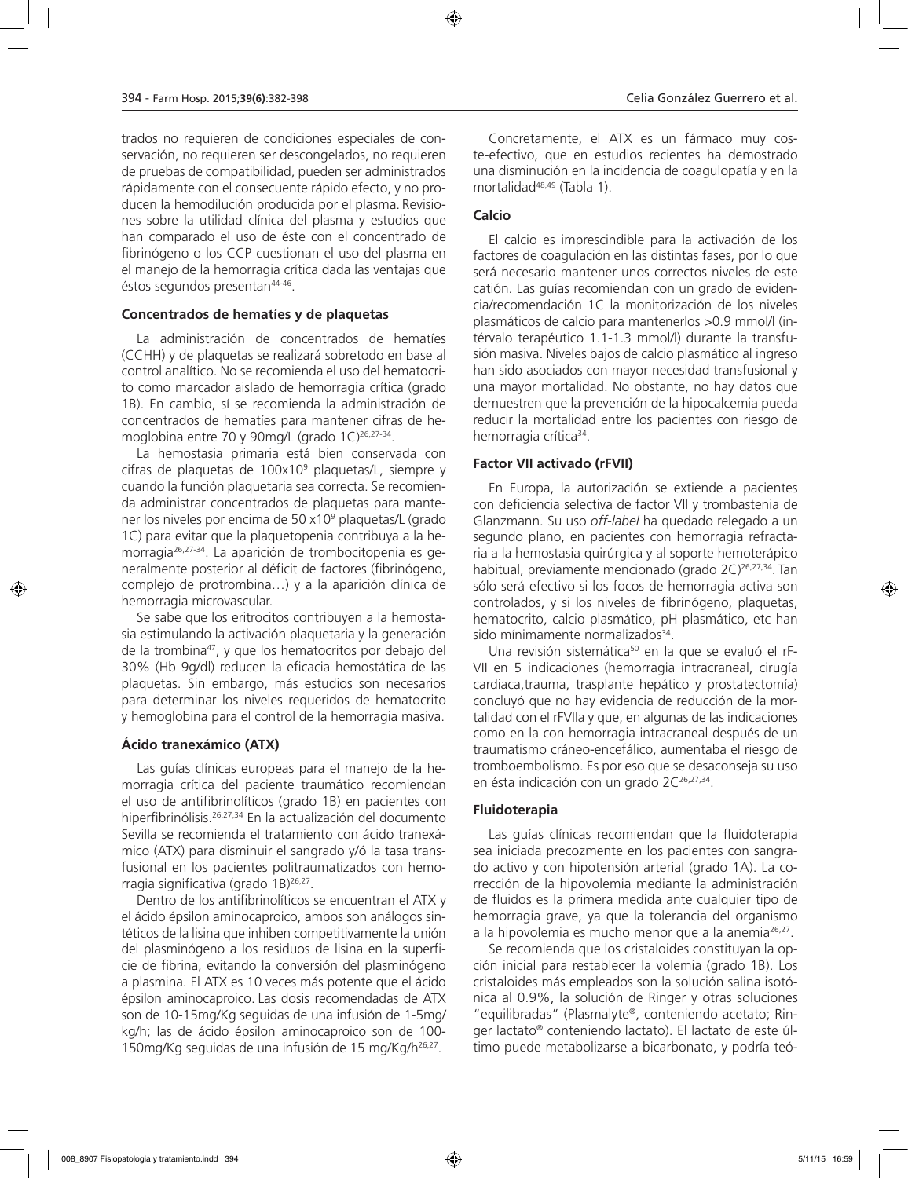trados no requieren de condiciones especiales de conservación, no requieren ser descongelados, no requieren de pruebas de compatibilidad, pueden ser administrados rápidamente con el consecuente rápido efecto, y no producen la hemodilución producida por el plasma. Revisiones sobre la utilidad clínica del plasma y estudios que han comparado el uso de éste con el concentrado de fibrinógeno o los CCP cuestionan el uso del plasma en el manejo de la hemorragia crítica dada las ventajas que éstos segundos presentan[44-46].

### Concentrados de hematíes y de plaquetas

La administración de concentrados de hematíes (CCHH) y de plaquetas se realizará sobretodo en base al control analítico. No se recomienda el uso del hematocrito como marcador aislado de hemorragia crítica (grado 1B). En cambio, sí se recomienda la administración de concentrados de hematíes para mantener cifras de hemoglobina entre 70 y 90mg/L (grado 1C)[26,27-34].

La hemostasia primaria está bien conservada con cifras de plaquetas de 100x10$^9$ plaquetas/L, siempre y cuando la función plaquetaria sea correcta. Se recomienda administrar concentrados de plaquetas para mantener los niveles por encima de 50 x10$^9$ plaquetas/L (grado 1C) para evitar que la plaquetopenia contribuya a la hemorragia[26,27-34]. La aparición de trombocitopenia es generalmente posterior al déficit de factores (fibrinógeno, complejo de protrombina…) y a la aparición clínica de hemorragia microvascular.

Se sabe que los eritrocitos contribuyen a la hemostasia estimulando la activación plaquetaria y la generación de la trombina[47], y que los hematocritos por debajo el 30% (Hb 9g/dl) reducen la eficacia hemostática de las plaquetas. Sin embargo, más estudios son necesarios para determinar los niveles requeridos de hematocrito y hemoglobina para el control de la hemorragia masiva.

### Ácido tranexámico (ATX)

Las guías clínicas europeas para el manejo de la hemorragia crítica del paciente traumático recomiendan el uso de antifibrinolíticos (grado 1B) en pacientes con hiperfibrinólisis.[26,27,34] En la actualización del documento Sevilla se recomienda el tratamiento con ácido tranexámico (ATX) para disminuir el sangrado y/ó la tasa transfusional en los pacientes politraumatizados con hemorragia significativa (grado 1B)[26,27].

Dentro de los antifibrinolíticos se encuentran el ATX y el ácido épsilon aminocaproico, ambos son análogos sintéticos de la lisina que inhiben competitivamente la unión del plasminógeno a los residuos de lisina en la superficie de fibrina, evitando la conversión del plasminógeno a plasmina. El ATX es 10 veces más potente que el ácido épsilon aminocaproico. Las dosis recomendadas de ATX son de 10-15mg/Kg seguidas de una infusión de 1-5mg/kg/h; las de ácido épsilon aminocaproico son de 100-150mg/Kg seguidas de una infusión de 15 mg/Kg/h[26,27].

Concretamente, el ATX es un fármaco muy coste-efectivo, que en estudios recientes ha demostrado una disminución en la incidencia de coagulopatía y en la mortalidad[48,49] (Tabla 1).

### Calcio

El calcio es imprescindible para la activación de los factores de coagulación en las distintas fases, por lo que será necesario mantener unos correctos niveles de este catión. Las guías recomiendan con un grado de evidencia/recomendación 1C la monitorización de los niveles plasmáticos de calcio para mantenerlos >0.9 mmol/l (intérvalo terapéutico 1.1-1.3 mmol/l) durante la transfusión masiva. Niveles bajos de calcio plasmático al ingreso han sido asociados con mayor necesidad transfusional y una mayor mortalidad. No obstante, no hay datos que demuestren que la prevención de la hipocalcemia pueda reducir la mortalidad entre los pacientes con riesgo de hemorragia crítica[34].

### Factor VII activado (rFVII)

En Europa, la autorización se extiende a pacientes con deficiencia selectiva de factor VII y trombastenia de Glanzmann. Su uso *off-label* ha quedado relegado a un segundo plano, en pacientes con hemorragia refractaria a la hemostasia quirúrgica y al soporte hemoterápico habitual, previamente mencionado (grado 2C)[26,27,34]. Tan sólo será efectivo si los focos de hemorragia activa son controlados, y si los niveles de fibrinógeno, plaquetas, hematocrito, calcio plasmático, pH plasmático, etc han sido mínimamente normalizados[34].

Una revisión sistemática[50] en la que se evaluó el rFVII en 5 indicaciones (hemorragia intracraneal, cirugía cardiaca,trauma, trasplante hepático y prostatectomía) concluyó que no hay evidencia de reducción de la mortalidad con el rFVIIa y que, en algunas de las indicaciones como en la con hemorragia intracraneal después de un traumatismo cráneo-encefálico, aumentaba el riesgo de tromboembolismo. Es por eso que se desaconseja su uso en ésta indicación con un grado 2C[26,27,34].

### Fluidoterapia

Las guías clínicas recomiendan que la fluidoterapia sea iniciada precozmente en los pacientes con sangrado activo y con hipotensión arterial (grado 1A). La corrección de la hipovolemia mediante la administración de fluidos es la primera medida ante cualquier tipo de hemorragia grave, ya que la tolerancia del organismo a la hipovolemia es mucho menor que a la anemia[26,27].

Se recomienda que los cristaloides constituyan la opción inicial para restablecer la volemia (grado 1B). Los cristaloides más empleados son la solución salina isotónica al 0.9%, la solución de Ringer y otras soluciones "equilibradas" (Plasmalyte®, conteniendo acetato; Ringer lactato® conteniendo lactato). El lactato de este último puede metabolizarse a bicarbonato, y podría teó-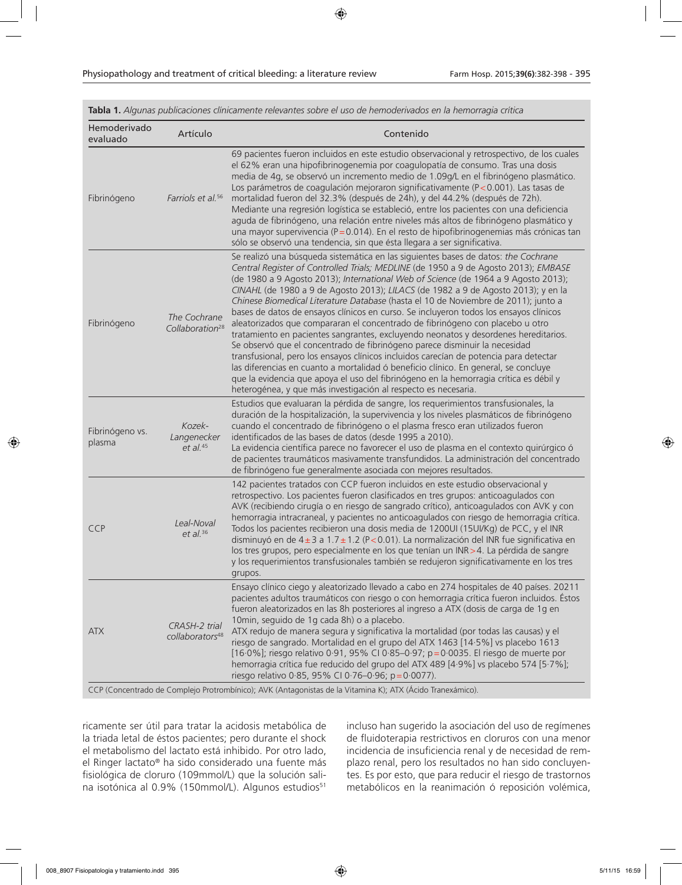**Tabla 1.** *Algunas publicaciones clínicamente relevantes sobre el uso de hemoderivados en la hemorragia crítica*

| Hemoderivado evaluado | Artículo | Contenido |
|---|---|---|
| Fibrinógeno | *Farriols et al.*[56] | 69 pacientes fueron incluidos en este estudio observacional y retrospectivo, de los cuales el 62% eran una hipofibrinogenemia por coagulopatía de consumo. Tras una dosis media de 4g, se observó un incremento medio de 1.09g/L en el fibrinógeno plasmático. Los parámetros de coagulación mejoraron significativamente ($P<0.001$). Las tasas de mortalidad fueron del 32.3% (después de 24h), y del 44.2% (después de 72h). Mediante una regresión logística se estableció, entre los pacientes con una deficiencia aguda de fibrinógeno, una relación entre niveles más altos de fibrinógeno plasmático y una mayor supervivencia ($P=0.014$). En el resto de hipofibrinogenemias más crónicas tan sólo se observó una tendencia, sin que ésta llegara a ser significativa. |
| Fibrinógeno | *The Cochrane Collaboration*[28] | Se realizó una búsqueda sistemática en las siguientes bases de datos: *the Cochrane Central Register of Controlled Trials; MEDLINE* (de 1950 a 9 de Agosto 2013); *EMBASE* (de 1980 a 9 Agosto 2013); *International Web of Science* (de 1964 a 9 Agosto 2013); *CINAHL* (de 1980 a 9 de Agosto 2013); *LILACS* (de 1982 a 9 de Agosto 2013); y en la *Chinese Biomedical Literature Database* (hasta el 10 de Noviembre de 2011); junto a bases de datos de ensayos clínicos en curso. Se incluyeron todos los ensayos clínicos aleatorizados que compararan el concentrado de fibrinógeno con placebo u otro tratamiento en pacientes sangrantes, excluyendo neonatos y desordenes hereditarios. Se observó que el concentrado de fibrinógeno parece disminuir la necesidad transfusional, pero los ensayos clínicos incluidos carecían de potencia para detectar las diferencias en cuanto a mortalidad ó beneficio clínico. En general, se concluye que la evidencia que apoya el uso del fibrinógeno en la hemorragia crítica es débil y heterogénea, y que más investigación al respecto es necesaria. |
| Fibrinógeno vs. plasma | *Kozek-Langenecker et al.*[45] | Estudios que evaluaran la pérdida de sangre, los requerimientos transfusionales, la duración de la hospitalización, la supervivencia y los niveles plasmáticos de fibrinógeno cuando el concentrado de fibrinógeno o el plasma fresco eran utilizados fueron identificados de las bases de datos (desde 1995 a 2010). La evidencia científica parece no favorecer el uso de plasma en el contexto quirúrgico ó de pacientes traumáticos masivamente transfundidos. La administración del concentrado de fibrinógeno fue generalmente asociada con mejores resultados. |
| CCP | *Leal-Noval et al.*[36] | 142 pacientes tratados con CCP fueron incluidos en este estudio observacional y retrospectivo. Los pacientes fueron clasificados en tres grupos: anticoagulados con AVK (recibiendo cirugía o en riesgo de sangrado crítico), anticoagulados con AVK y con hemorragia intracraneal, y pacientes no anticoagulados con riesgo de hemorragia crítica. Todos los pacientes recibieron una dosis media de 1200UI (15UI/Kg) de PCC, y el INR disminuyó en de $4\pm3$ a $1.7\pm1.2$ ($P<0.01$). La normalización del INR fue significativa en los tres grupos, pero especialmente en los que tenían un INR>4. La pérdida de sangre y los requerimientos transfusionales también se redujeron significativamente en los tres grupos. |
| ATX | *CRASH-2 trial collaborators*[48] | Ensayo clínico ciego y aleatorizado llevado a cabo en 274 hospitales de 40 países. 20211 pacientes adultos traumáticos con riesgo o con hemorragia crítica fueron incluidos. Éstos fueron aleatorizados en las 8h posteriores al ingreso a ATX (dosis de carga de 1g en 10min, seguido de 1g cada 8h) o a placebo. ATX redujo de manera segura y significativa la mortalidad (por todas las causas) y el riesgo de sangrado. Mortalidad en el grupo del ATX 1463 [14·5%] vs placebo 1613 [16·0%]; riesgo relativo 0·91, 95% CI 0·85–0·97; p=0·0035. El riesgo de muerte por hemorragia crítica fue reducido del grupo del ATX 489 [4·9%] vs placebo 574 [5·7%]; riesgo relativo 0·85, 95% CI 0·76–0·96; p=0·0077). |

CCP (Concentrado de Complejo Protrombínico); AVK (Antagonistas de la Vitamina K); ATX (Ácido Tranexámico).

ricamente ser útil para tratar la acidosis metabólica de la triada letal de éstos pacientes; pero durante el shock el metabolismo del lactato está inhibido. Por otro lado, el Ringer lactato® ha sido considerado una fuente más fisiológica de cloruro (109mmol/L) que la solución salina isotónica al 0.9% (150mmol/L). Algunos estudios[51] incluso han sugerido la asociación del uso de regímenes de fluidoterapia restrictivos en cloruros con una menor incidencia de insuficiencia renal y de necesidad de remplazo renal, pero los resultados no han sido concluyentes. Es por esto, que para reducir el riesgo de trastornos metabólicos en la reanimación ó reposición volémica,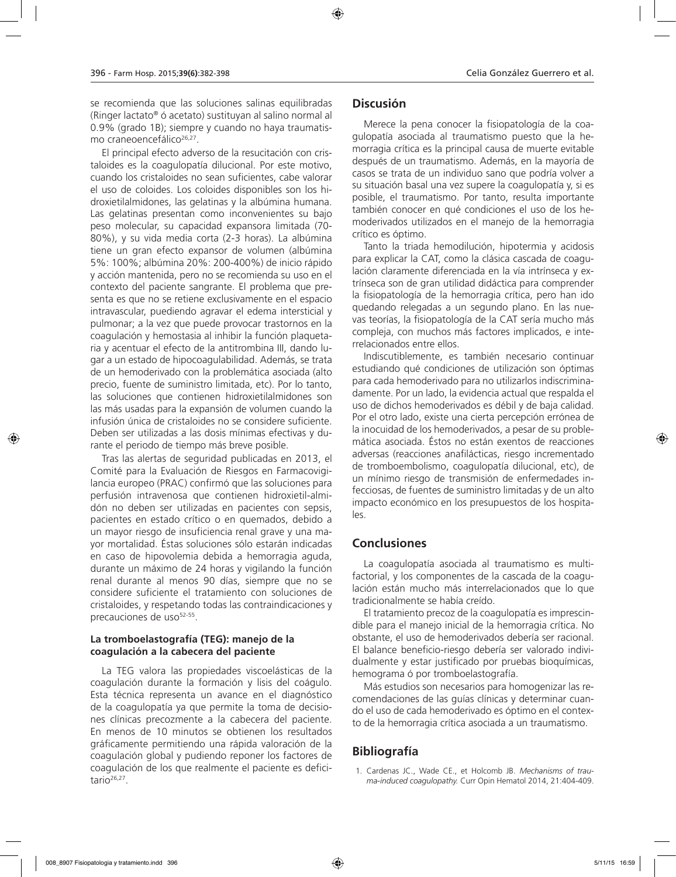se recomienda que las soluciones salinas equilibradas (Ringer lactato® ó acetato) sustituyan al salino normal al 0.9% (grado 1B); siempre y cuando no haya traumatismo craneoencefálico[26,27].

El principal efecto adverso de la resucitación con cristaloides es la coagulopatía dilucional. Por este motivo, cuando los cristaloides no sean suficientes, cabe valorar el uso de coloides. Los coloides disponibles son los hidroxietilalmidones, las gelatinas y la albúmina humana. Las gelatinas presentan como inconvenientes su bajo peso molecular, su capacidad expansora limitada (70-80%), y su vida media corta (2-3 horas). La albúmina tiene un gran efecto expansor de volumen (albúmina 5%: 100%; albúmina 20%: 200-400%) de inicio rápido y acción mantenida, pero no se recomienda su uso en el contexto del paciente sangrante. El problema que presenta es que no se retiene exclusivamente en el espacio intravascular, puediendo agravar el edema intersticial y pulmonar; a la vez que puede provocar trastornos en la coagulación y hemostasia al inhibir la función plaquetaria y acentuar el efecto de la antitrombina III, dando lugar a un estado de hipocoagulabilidad. Además, se trata de un hemoderivado con la problemática asociada (alto precio, fuente de suministro limitada, etc). Por lo tanto, las soluciones que contienen hidroxietilalmidones son las más usadas para la expansión de volumen cuando la infusión única de cristaloides no se considere suficiente. Deben ser utilizadas a las dosis mínimas efectivas y durante el periodo de tiempo más breve posible.

Tras las alertas de seguridad publicadas en 2013, el Comité para la Evaluación de Riesgos en Farmacovigilancia europeo (PRAC) confirmó que las soluciones para perfusión intravenosa que contienen hidroxietil-almidón no deben ser utilizadas en pacientes con sepsis, pacientes en estado crítico o en quemados, debido a un mayor riesgo de insuficiencia renal grave y una mayor mortalidad. Éstas soluciones sólo estarán indicadas en caso de hipovolemia debida a hemorragia aguda, durante un máximo de 24 horas y vigilando la función renal durante al menos 90 días, siempre que no se considere suficiente el tratamiento con soluciones de cristaloides, y respetando todas las contraindicaciones y precauciones de uso[52-55].

### La tromboelastografía (TEG): manejo de la coagulación a la cabecera del paciente

La TEG valora las propiedades viscoelásticas de la coagulación durante la formación y lisis del coágulo. Esta técnica representa un avance en el diagnóstico de la coagulopatía ya que permite la toma de decisiones clínicas precozmente a la cabecera del paciente. En menos de 10 minutos se obtienen los resultados gráficamente permitiendo una rápida valoración de la coagulación global y pudiendo reponer los factores de coagulación de los que realmente el paciente es deficitario[26,27].

## Discusión

Merece la pena conocer la fisiopatología de la coagulopatía asociada al traumatismo puesto que la hemorragia crítica es la principal causa de muerte evitable después de un traumatismo. Además, en la mayoría de casos se trata de un individuo sano que podría volver a su situación basal una vez supere la coagulopatía y, si es posible, el traumatismo. Por tanto, resulta importante también conocer en qué condiciones el uso de los hemoderivados utilizados en el manejo de la hemorragia crítico es óptimo.

Tanto la triada hemodilución, hipotermia y acidosis para explicar la CAT, como la clásica cascada de coagulación claramente diferenciada en la vía intrínseca y extrínseca son de gran utilidad didáctica para comprender la fisiopatología de la hemorragia crítica, pero han ido quedando relegadas a un segundo plano. En las nuevas teorías, la fisiopatología de la CAT sería mucho más compleja, con muchos más factores implicados, e interrelacionados entre ellos.

Indiscutiblemente, es también necesario continuar estudiando qué condiciones de utilización son óptimas para cada hemoderivado para no utilizarlos indiscriminadamente. Por un lado, la evidencia actual que respalda el uso de dichos hemoderivados es débil y de baja calidad. Por el otro lado, existe una cierta percepción errónea de la inocuidad de los hemoderivados, a pesar de su problemática asociada. Éstos no están exentos de reacciones adversas (reacciones anafilácticas, riesgo incrementado de tromboembolismo, coagulopatía dilucional, etc), de un mínimo riesgo de transmisión de enfermedades infecciosas, de fuentes de suministro limitadas y de un alto impacto económico en los presupuestos de los hospitales.

## Conclusiones

La coagulopatía asociada al traumatismo es multifactorial, y los componentes de la cascada de la coagulación están mucho más interrelacionados que lo que tradicionalmente se había creído.

El tratamiento precoz de la coagulopatía es imprescindible para el manejo inicial de la hemorragia crítica. No obstante, el uso de hemoderivados debería ser racional. El balance beneficio-riesgo debería ser valorado individualmente y estar justificado por pruebas bioquímicas, hemograma ó por tromboelastografía.

Más estudios son necesarios para homogenizar las recomendaciones de las guías clínicas y determinar cuando el uso de cada hemoderivado es óptimo en el contexto de la hemorragia crítica asociada a un traumatismo.

## Bibliografía

1. Cardenas JC., Wade CE., et Holcomb JB. *Mechanisms of trauma-induced coagulopathy.* Curr Opin Hematol 2014, 21:404-409.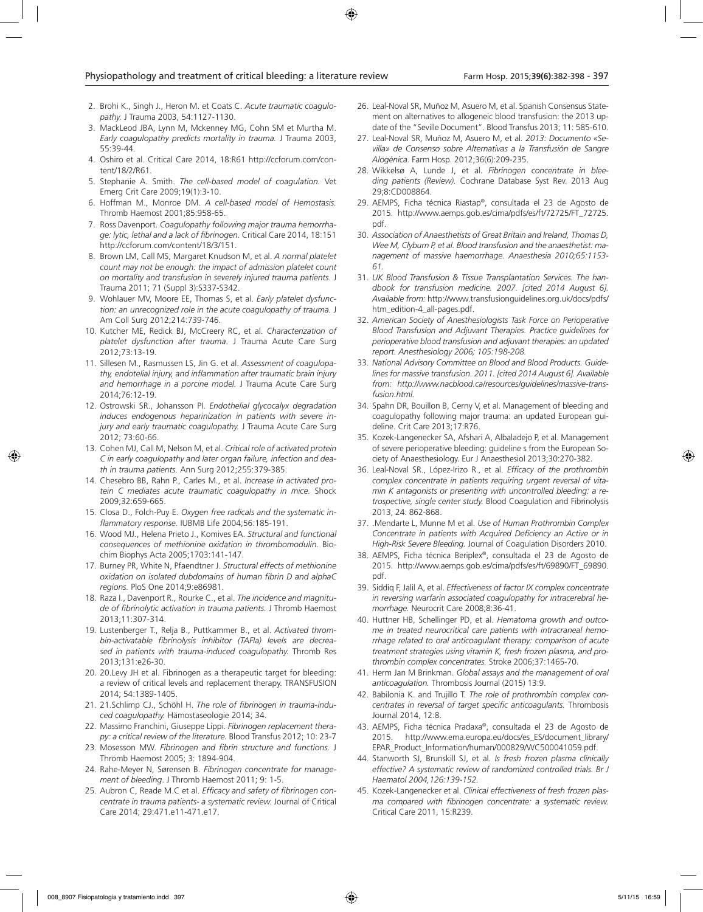2. Brohi K., Singh J., Heron M. et Coats C. *Acute traumatic coagulopathy.* J Trauma 2003, 54:1127-1130.
3. MackLeod JBA, Lynn M, Mckenney MG, Cohn SM et Murtha M. *Early coagulopathy predicts mortality in trauma.* J Trauma 2003, 55:39-44.
4. Oshiro et al. Critical Care 2014, 18:R61 http://ccforum.com/content/18/2/R61.
5. Stephanie A. Smith. *The cell-based model of coagulation.* Vet Emerg Crit Care 2009;19(1):3-10.
6. Hoffman M., Monroe DM. *A cell-based model of Hemostasis.* Thromb Haemost 2001;85:958-65.
7. Ross Davenport. *Coagulopathy following major trauma hemorrhage: lytic, lethal and a lack of fibrinogen.* Critical Care 2014, 18:151 http://ccforum.com/content/18/3/151.
8. Brown LM, Call MS, Margaret Knudson M, et al. *A normal platelet count may not be enough: the impact of admission platelet count on mortality and transfusion in severely injured trauma patients.* J Trauma 2011; 71 (Suppl 3):S337-S342.
9. Wohlauer MV, Moore EE, Thomas S, et al. *Early platelet dysfunction: an unrecognized role in the acute coagulopathy of trauma.* J Am Coll Surg 2012;214:739-746.
10. Kutcher ME, Redick BJ, McCreery RC, et al. *Characterization of platelet dysfunction after trauma.* J Trauma Acute Care Surg 2012;73:13-19.
11. Sillesen M., Rasmussen LS, Jin G. et al. *Assessment of coagulopathy, endotelial injury, and inflammation after traumatic brain injury and hemorrhage in a porcine model.* J Trauma Acute Care Surg 2014;76:12-19.
12. Ostrowski SR., Johansson PI. *Endothelial glycocalyx degradation induces endogenous heparinization in patients with severe injury and early traumatic coagulopathy.* J Trauma Acute Care Surg 2012; 73:60-66.
13. Cohen MJ, Call M, Nelson M, et al. *Critical role of activated protein C in early coagulopathy and later organ failure, infection and death in trauma patients.* Ann Surg 2012;255:379-385.
14. Chesebro BB, Rahn P., Carles M., et al. *Increase in activated protein C mediates acute traumatic coagulopathy in mice.* Shock 2009;32:659-665.
15. Closa D., Folch-Puy E. *Oxygen free radicals and the systematic inflammatory response.* IUBMB Life 2004;56:185-191.
16. Wood MJ., Helena Prieto J., Komives EA. *Structural and functional consequences of methionine oxidation in thrombomodulin.* Biochim Biophys Acta 2005;1703:141-147.
17. Burney PR, White N, Pfaendtner J. *Structural effects of methionine oxidation on isolated dubdomains of human fibrin D and alphaC regions.* PloS One 2014;9:e86981.
18. Raza I., Davenport R., Rourke C., et al. *The incidence and magnitude of fibrinolytic activation in trauma patients.* J Thromb Haemost 2013;11:307-314.
19. Lustenberger T., Relja B., Puttkammer B., et al. *Activated thrombin-activatable fibrinolysis inhibitor (TAFIa) levels are decreased in patients with trauma-induced coagulopathy.* Thromb Res 2013;131:e26-30.
20. 20.Levy JH et al. Fibrinogen as a therapeutic target for bleeding: a review of critical levels and replacement therapy. TRANSFUSION 2014; 54:1389-1405.
21. 21.Schlimp CJ., Schöhl H. *The role of fibrinogen in trauma-induced coagulopathy.* Hämostaseologie 2014; 34.
22. Massimo Franchini, Giuseppe Lippi. *Fibrinogen replacement therapy: a critical review of the literature.* Blood Transfus 2012; 10: 23-7
23. Mosesson MW. *Fibrinogen and fibrin structure and functions.* J Thromb Haemost 2005; 3: 1894-904.
24. Rahe-Meyer N, Sørensen B. *Fibrinogen concentrate for management of bleeding.* J Thromb Haemost 2011; 9: 1-5.
25. Aubron C, Reade M.C et al. *Efficacy and safety of fibrinogen concentrate in trauma patients- a systematic review.* Journal of Critical Care 2014; 29:471.e11-471.e17.
26. Leal-Noval SR, Muñoz M, Asuero M, et al. Spanish Consensus Statement on alternatives to allogeneic blood transfusion: the 2013 update of the "Seville Document". Blood Transfus 2013; 11: 585-610.
27. Leal-Noval SR, Muñoz M, Asuero M, et al. *2013: Documento «Sevilla» de Consenso sobre Alternativas a la Transfusión de Sangre Alogénica.* Farm Hosp. 2012;36(6):209-235.
28. Wikkelsø A, Lunde J, et al. *Fibrinogen concentrate in bleeding patients (Review).* Cochrane Database Syst Rev. 2013 Aug 29;8:CD008864.
29. AEMPS, Ficha técnica Riastap®, consultada el 23 de Agosto de 2015. http://www.aemps.gob.es/cima/pdfs/es/ft/72725/FT_72725.pdf.
30. *Association of Anaesthetists of Great Britain and Ireland, Thomas D, Wee M, Clyburn P, et al. Blood transfusion and the anaesthetist: management of massive haemorrhage. Anaesthesia 2010;65:1153-61.*
31. *UK Blood Transfusion & Tissue Transplantation Services. The handbook for transfusion medicine. 2007. [cited 2014 August 6]. Available from:* http://www.transfusionguidelines.org.uk/docs/pdfs/htm_edition-4_all-pages.pdf.
32. *American Society of Anesthesiologists Task Force on Perioperative Blood Transfusion and Adjuvant Therapies. Practice guidelines for perioperative blood transfusion and adjuvant therapies: an updated report. Anesthesiology 2006; 105:198-208.*
33. *National Advisory Committee on Blood and Blood Products. Guidelines for massive transfusion. 2011. [cited 2014 August 6]. Available from: http://www.nacblood.ca/resources/guidelines/massive-transfusion.html.*
34. Spahn DR, Bouillon B, Cerny V, et al. Management of bleeding and coagulopathy following major trauma: an updated European guideline. Crit Care 2013;17:R76.
35. Kozek-Langenecker SA, Afshari A, Albaladejo P, et al. Management of severe perioperative bleeding: guideline s from the European Society of Anaesthesiology. Eur J Anaesthesiol 2013;30:270-382.
36. Leal-Noval SR., López-Irizo R., et al. *Efficacy of the prothrombin complex concentrate in patients requiring urgent reversal of vitamin K antagonists or presenting with uncontrolled bleeding: a retrospective, single center study.* Blood Coagulation and Fibrinolysis 2013, 24: 862-868.
37. .Mendarte L, Munne M et al. *Use of Human Prothrombin Complex Concentrate in patients with Acquired Deficiency an Active or in High-Risk Severe Bleeding.* Journal of Coagulation Disorders 2010.
38. AEMPS, Ficha técnica Beriplex®, consultada el 23 de Agosto de 2015. http://www.aemps.gob.es/cima/pdfs/es/ft/69890/FT_69890.pdf.
39. Siddiq F, Jalil A, et al. *Effectiveness of factor IX complex concentrate in reversing warfarin associated coagulopathy for intracerebral hemorrhage.* Neurocrit Care 2008;8:36-41.
40. Huttner HB, Schellinger PD, et al. *Hematoma growth and outcome in treated neurocritical care patients with intracraneal hemorrhage related to oral anticoagulant therapy: comparison of acute treatment strategies using vitamin K, fresh frozen plasma, and prothrombin complex concentrates.* Stroke 2006;37:1465-70.
41. Herm Jan M Brinkman. *Global assays and the management of oral anticoagulation.* Thrombosis Journal (2015) 13:9.
42. Babilonia K. and Trujillo T. *The role of prothrombin complex concentrates in reversal of target specific anticoagulants.* Thrombosis Journal 2014, 12:8.
43. AEMPS, Ficha técnica Pradaxa®, consultada el 23 de Agosto de 2015. http://www.ema.europa.eu/docs/es_ES/document_library/EPAR_Product_Information/human/000829/WC500041059.pdf.
44. Stanworth SJ, Brunskill SJ, et al. *Is fresh frozen plasma clinically effective? A systematic review of randomized controlled trials. Br J Haematol 2004,126:139-152.*
45. Kozek-Langenecker et al. *Clinical effectiveness of fresh frozen plasma compared with fibrinogen concentrate: a systematic review.* Critical Care 2011, 15:R239.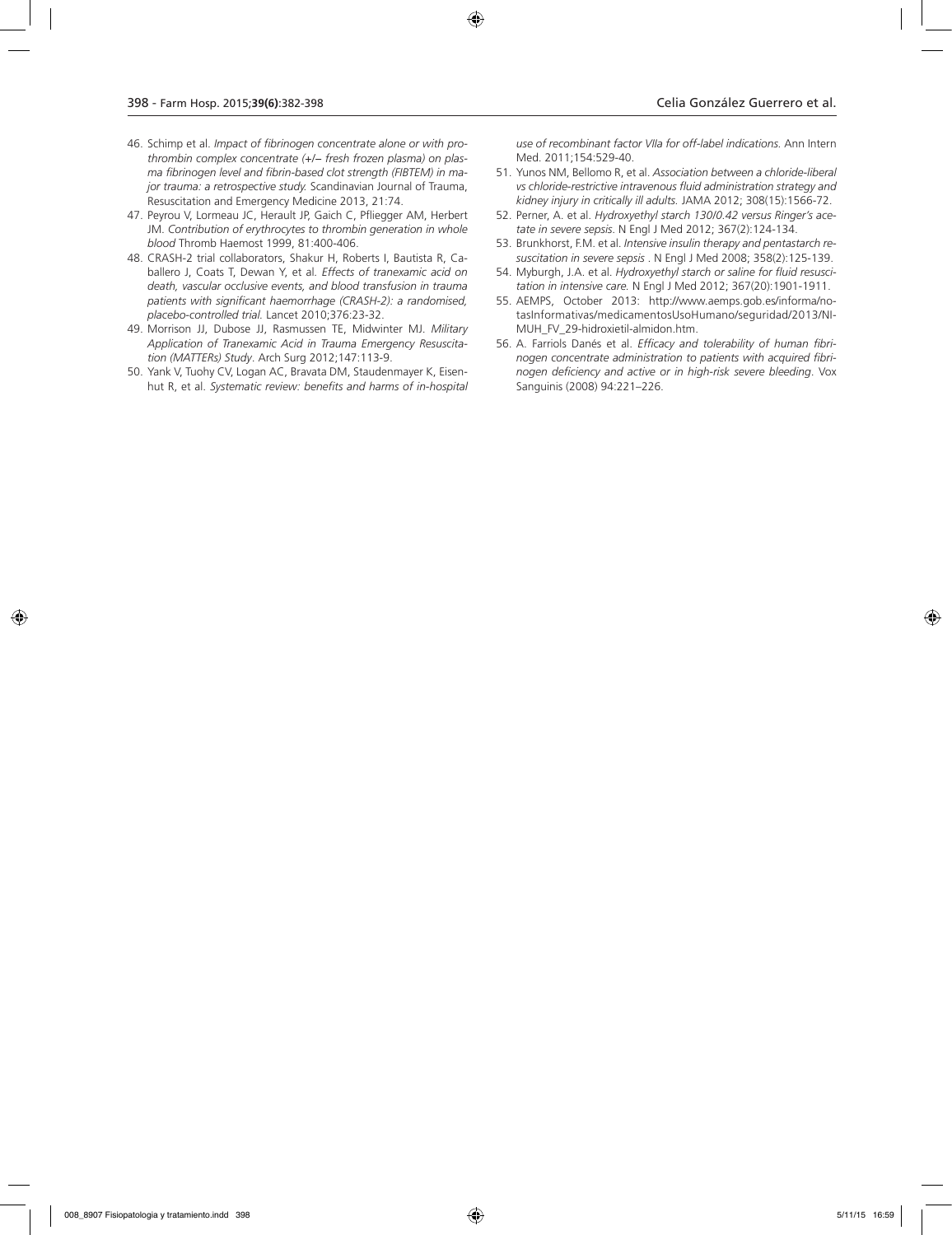46. Schimp et al. *Impact of fibrinogen concentrate alone or with prothrombin complex concentrate (+/– fresh frozen plasma) on plasma fibrinogen level and fibrin-based clot strength (FIBTEM) in major trauma: a retrospective study.* Scandinavian Journal of Trauma, Resuscitation and Emergency Medicine 2013, 21:74.
47. Peyrou V, Lormeau JC, Herault JP, Gaich C, Pfliegger AM, Herbert JM. *Contribution of erythrocytes to thrombin generation in whole blood* Thromb Haemost 1999, 81:400-406.
48. CRASH-2 trial collaborators, Shakur H, Roberts I, Bautista R, Caballero J, Coats T, Dewan Y, et al. *Effects of tranexamic acid on death, vascular occlusive events, and blood transfusion in trauma patients with significant haemorrhage (CRASH-2): a randomised, placebo-controlled trial.* Lancet 2010;376:23-32.
49. Morrison JJ, Dubose JJ, Rasmussen TE, Midwinter MJ. *Military Application of Tranexamic Acid in Trauma Emergency Resuscitation (MATTERs) Study*. Arch Surg 2012;147:113-9.
50. Yank V, Tuohy CV, Logan AC, Bravata DM, Staudenmayer K, Eisenhut R, et al. *Systematic review: benefits and harms of in-hospital use of recombinant factor VIIa for off-label indications.* Ann Intern Med. 2011;154:529-40.
51. Yunos NM, Bellomo R, et al. *Association between a chloride-liberal vs chloride-restrictive intravenous fluid administration strategy and kidney injury in critically ill adults.* JAMA 2012; 308(15):1566-72.
52. Perner, A. et al. *Hydroxyethyl starch 130/0.42 versus Ringer's acetate in severe sepsis*. N Engl J Med 2012; 367(2):124-134.
53. Brunkhorst, F.M. et al. *Intensive insulin therapy and pentastarch resuscitation in severe sepsis* . N Engl J Med 2008; 358(2):125-139.
54. Myburgh, J.A. et al. *Hydroxyethyl starch or saline for fluid resuscitation in intensive care.* N Engl J Med 2012; 367(20):1901-1911.
55. AEMPS, October 2013: http://www.aemps.gob.es/informa/notasInformativas/medicamentosUsoHumano/seguridad/2013/NI-MUH_FV_29-hidroxietil-almidon.htm.
56. A. Farriols Danés et al. *Efficacy and tolerability of human fibrinogen concentrate administration to patients with acquired fibrinogen deficiency and active or in high-risk severe bleeding*. Vox Sanguinis (2008) 94:221–226.